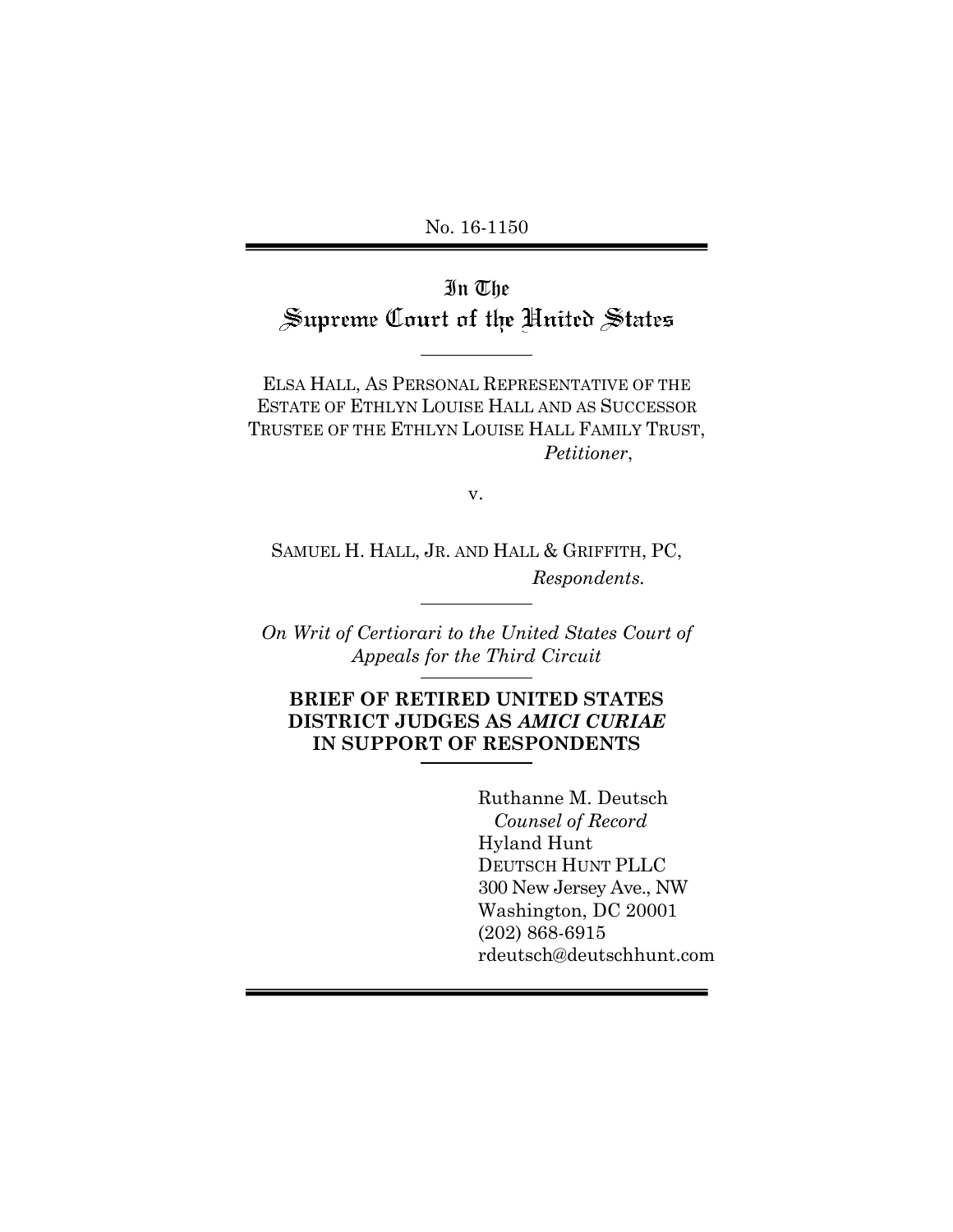No. 16-1150

# In The Supreme Court of the United States

ELSA HALL, AS PERSONAL REPRESENTATIVE OF THE ESTATE OF ETHLYN LOUISE HALL AND AS SUCCESSOR TRUSTEE OF THE ETHLYN LOUISE HALL FAMILY TRUST,

*Petitioner*,

v.

SAMUEL H. HALL, JR. AND HALL & GRIFFITH, PC,

*Respondents.*

*On Writ of Certiorari to the United States Court of Appeals for the Third Circuit*

**BRIEF OF RETIRED UNITED STATES DISTRICT JUDGES AS *AMICI CURIAE* IN SUPPORT OF RESPONDENTS**

Ruthanne M. Deutsch
*Counsel of Record*
Hyland Hunt
DEUTSCH HUNT PLLC
300 New Jersey Ave., NW
Washington, DC 20001
(202) 868-6915
rdeutsch@deutschhunt.com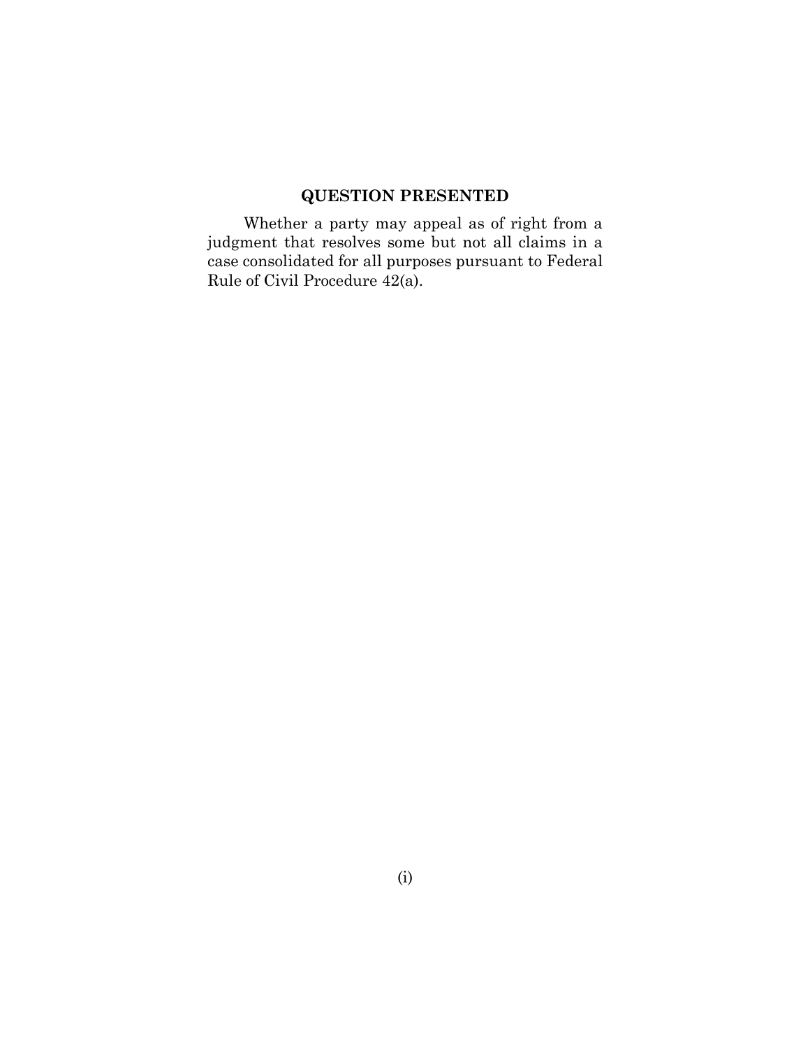## QUESTION PRESENTED

Whether a party may appeal as of right from a judgment that resolves some but not all claims in a case consolidated for all purposes pursuant to Federal Rule of Civil Procedure 42(a).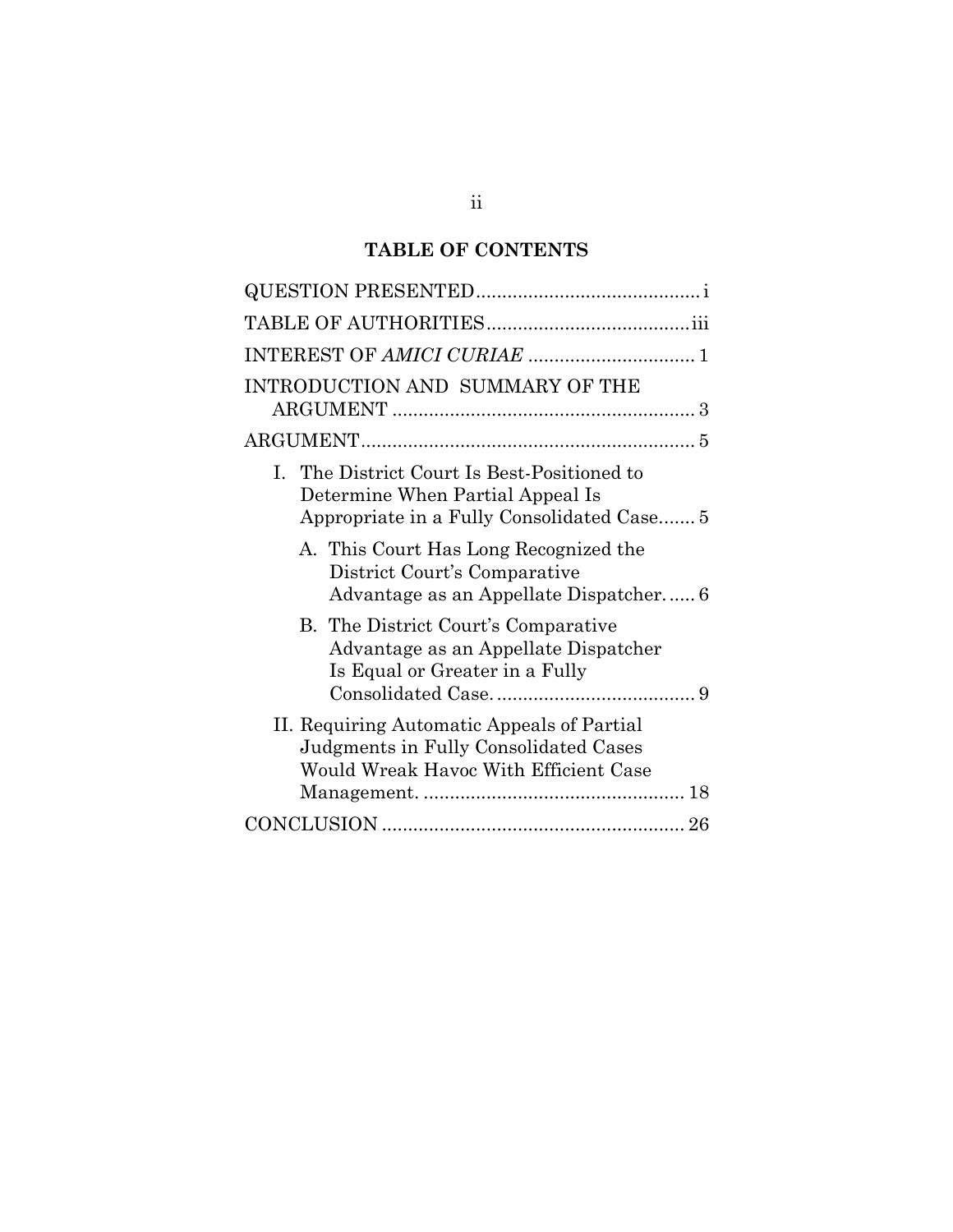## TABLE OF CONTENTS

QUESTION PRESENTED .......................................... i

TABLE OF AUTHORITIES ...................................... iii

INTEREST OF *AMICI CURIAE* ............................... 1

INTRODUCTION AND SUMMARY OF THE ARGUMENT .......................................................... 3

ARGUMENT ................................................................ 5

- I. The District Court Is Best-Positioned to Determine When Partial Appeal Is Appropriate in a Fully Consolidated Case ....... 5
  - A. This Court Has Long Recognized the District Court's Comparative Advantage as an Appellate Dispatcher. ..... 6
  - B. The District Court's Comparative Advantage as an Appellate Dispatcher Is Equal or Greater in a Fully Consolidated Case. ..................................... 9
- II. Requiring Automatic Appeals of Partial Judgments in Fully Consolidated Cases Would Wreak Havoc With Efficient Case Management. ................................................. 18

CONCLUSION ......................................................... 26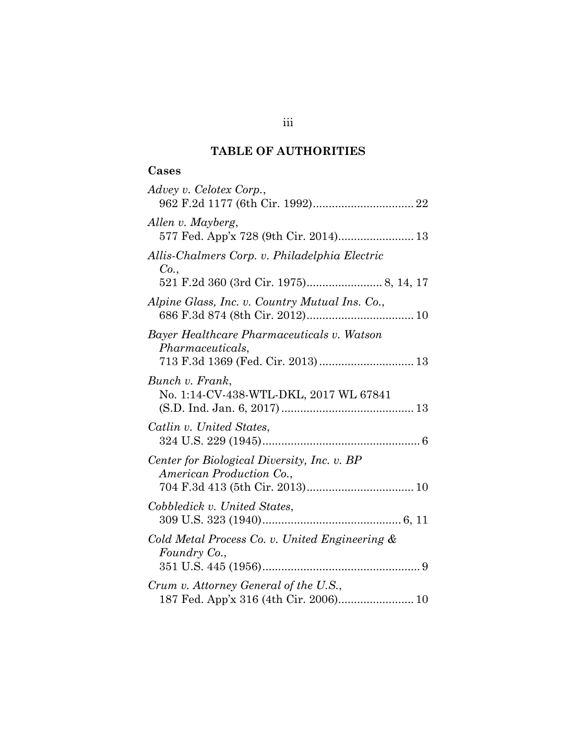## TABLE OF AUTHORITIES

### Cases

*Advey v. Celotex Corp.*,
962 F.2d 1177 (6th Cir. 1992)................................ 22

*Allen v. Mayberg*,
577 Fed. App'x 728 (9th Cir. 2014)........................ 13

*Allis-Chalmers Corp. v. Philadelphia Electric Co.*,
521 F.2d 360 (3rd Cir. 1975)........................ 8, 14, 17

*Alpine Glass, Inc. v. Country Mutual Ins. Co.*,
686 F.3d 874 (8th Cir. 2012).................................. 10

*Bayer Healthcare Pharmaceuticals v. Watson Pharmaceuticals*,
713 F.3d 1369 (Fed. Cir. 2013).............................. 13

*Bunch v. Frank*,
No. 1:14-CV-438-WTL-DKL, 2017 WL 67841 (S.D. Ind. Jan. 6, 2017).......................................... 13

*Catlin v. United States*,
324 U.S. 229 (1945).................................................. 6

*Center for Biological Diversity, Inc. v. BP American Production Co.*,
704 F.3d 413 (5th Cir. 2013).................................. 10

*Cobbledick v. United States*,
309 U.S. 323 (1940)............................................ 6, 11

*Cold Metal Process Co. v. United Engineering & Foundry Co.*,
351 U.S. 445 (1956).................................................. 9

*Crum v. Attorney General of the U.S.*,
187 Fed. App'x 316 (4th Cir. 2006)........................ 10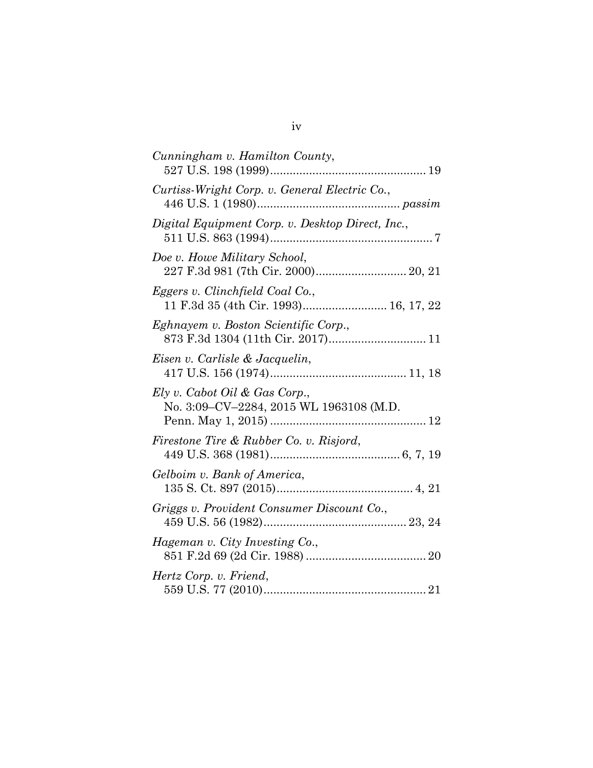*Cunningham v. Hamilton County*,
527 U.S. 198 (1999)................................................ 19

*Curtiss-Wright Corp. v. General Electric Co.*,
446 U.S. 1 (1980)........................................... *passim*

*Digital Equipment Corp. v. Desktop Direct, Inc.*,
511 U.S. 863 (1994).................................................. 7

*Doe v. Howe Military School*,
227 F.3d 981 (7th Cir. 2000)............................ 20, 21

*Eggers v. Clinchfield Coal Co.*,
11 F.3d 35 (4th Cir. 1993).......................... 16, 17, 22

*Eghnayem v. Boston Scientific Corp.*,
873 F.3d 1304 (11th Cir. 2017).............................. 11

*Eisen v. Carlisle & Jacquelin*,
417 U.S. 156 (1974).......................................... 11, 18

*Ely v. Cabot Oil & Gas Corp.*,
No. 3:09–CV–2284, 2015 WL 1963108 (M.D. Penn. May 1, 2015) ................................................ 12

*Firestone Tire & Rubber Co. v. Risjord*,
449 U.S. 368 (1981)........................................ 6, 7, 19

*Gelboim v. Bank of America*,
135 S. Ct. 897 (2015).......................................... 4, 21

*Griggs v. Provident Consumer Discount Co.*,
459 U.S. 56 (1982)............................................ 23, 24

*Hageman v. City Investing Co.*,
851 F.2d 69 (2d Cir. 1988) ..................................... 20

*Hertz Corp. v. Friend*,
559 U.S. 77 (2010).................................................. 21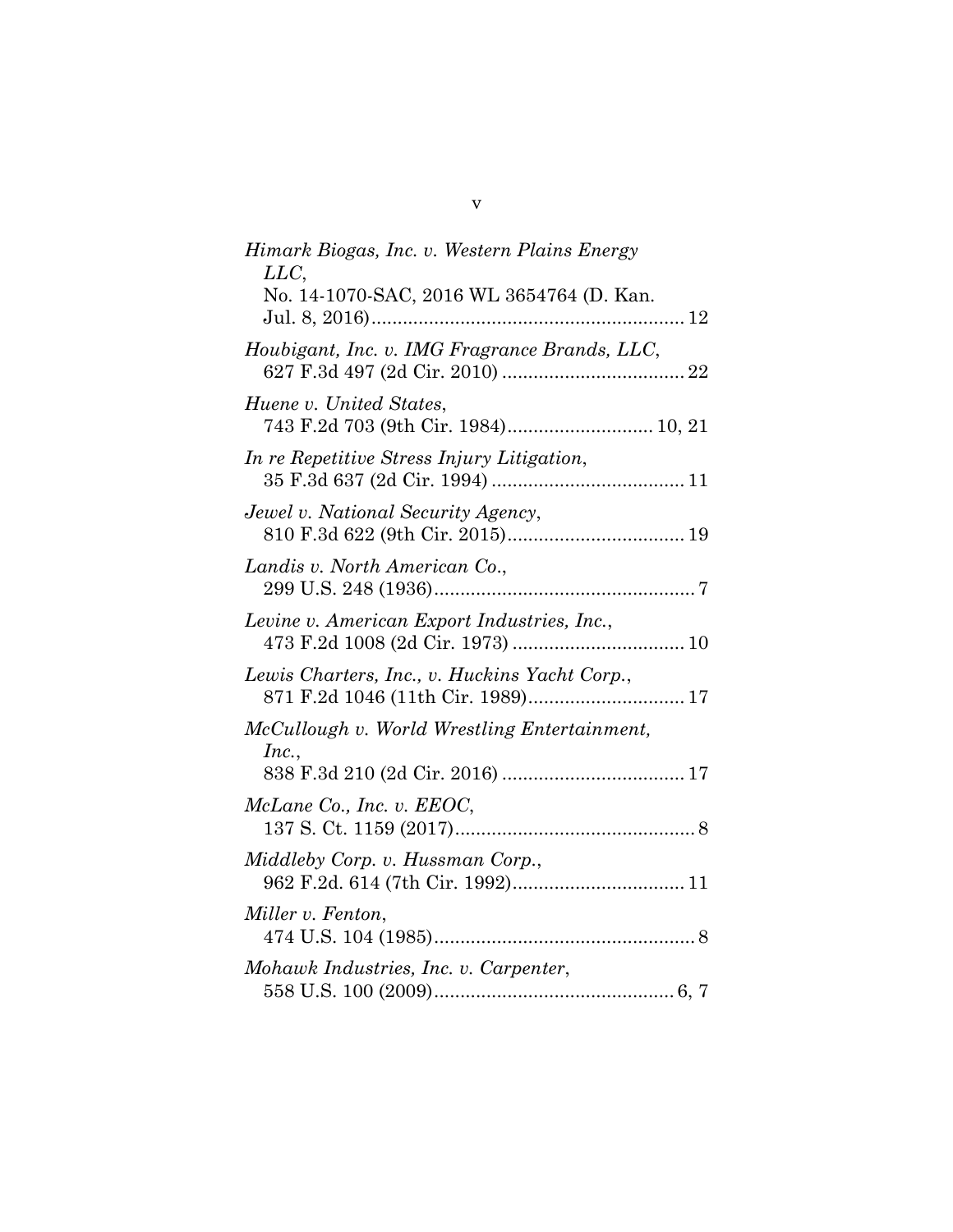*Himark Biogas, Inc. v. Western Plains Energy LLC*,
No. 14-1070-SAC, 2016 WL 3654764 (D. Kan. Jul. 8, 2016)............................................................ 12

*Houbigant, Inc. v. IMG Fragrance Brands, LLC*,
627 F.3d 497 (2d Cir. 2010) .................................. 22

*Huene v. United States*,
743 F.2d 703 (9th Cir. 1984)........................... 10, 21

*In re Repetitive Stress Injury Litigation*,
35 F.3d 637 (2d Cir. 1994) .................................... 11

*Jewel v. National Security Agency*,
810 F.3d 622 (9th Cir. 2015)................................. 19

*Landis v. North American Co.*,
299 U.S. 248 (1936).................................................. 7

*Levine v. American Export Industries, Inc.*,
473 F.2d 1008 (2d Cir. 1973) ................................ 10

*Lewis Charters, Inc., v. Huckins Yacht Corp.*,
871 F.2d 1046 (11th Cir. 1989).............................. 17

*McCullough v. World Wrestling Entertainment, Inc.*,
838 F.3d 210 (2d Cir. 2016) .................................. 17

*McLane Co., Inc. v. EEOC*,
137 S. Ct. 1159 (2017).............................................. 8

*Middleby Corp. v. Hussman Corp.*,
962 F.2d. 614 (7th Cir. 1992)................................ 11

*Miller v. Fenton*,
474 U.S. 104 (1985).................................................. 8

*Mohawk Industries, Inc. v. Carpenter*,
558 U.S. 100 (2009).............................................. 6, 7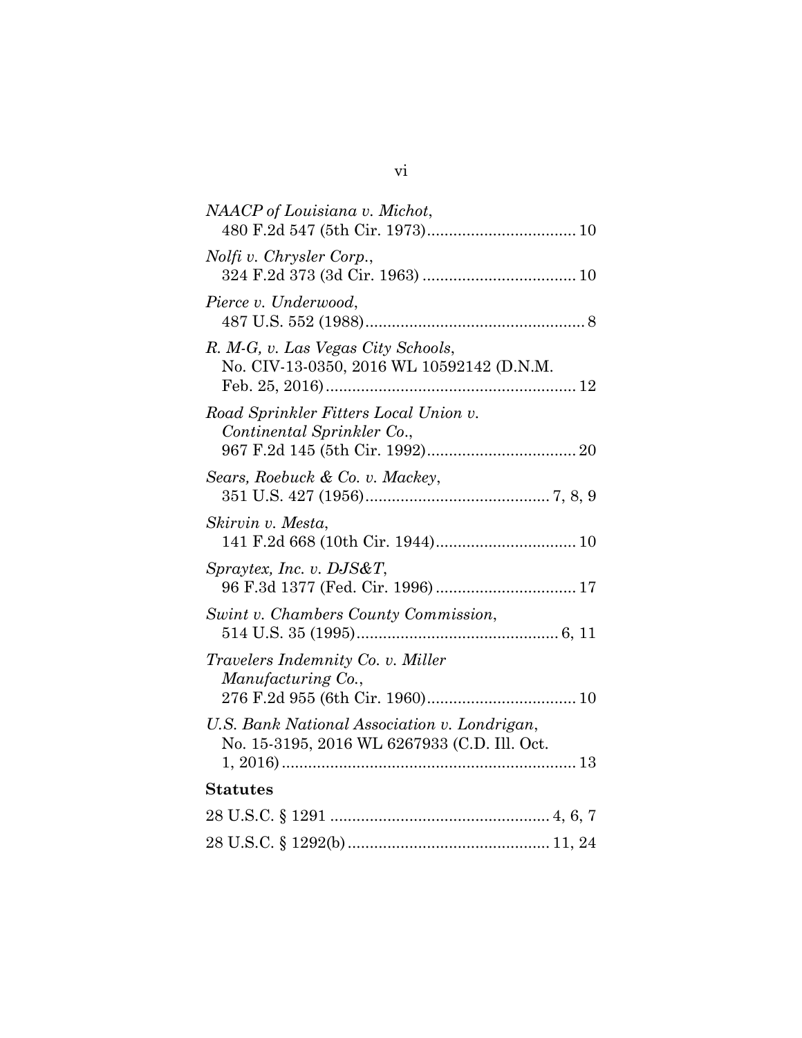*NAACP of Louisiana v. Michot*,
480 F.2d 547 (5th Cir. 1973)................................. 10

*Nolfi v. Chrysler Corp.*,
324 F.2d 373 (3d Cir. 1963) .................................. 10

*Pierce v. Underwood*,
487 U.S. 552 (1988)................................................. 8

*R. M-G, v. Las Vegas City Schools*,
No. CIV-13-0350, 2016 WL 10592142 (D.N.M. Feb. 25, 2016)......................................................... 12

*Road Sprinkler Fitters Local Union v. Continental Sprinkler Co.*,
967 F.2d 145 (5th Cir. 1992)................................. 20

*Sears, Roebuck & Co. v. Mackey*,
351 U.S. 427 (1956)......................................... 7, 8, 9

*Skirvin v. Mesta*,
141 F.2d 668 (10th Cir. 1944)............................... 10

*Spraytex, Inc. v. DJS&T*,
96 F.3d 1377 (Fed. Cir. 1996)............................... 17

*Swint v. Chambers County Commission*,
514 U.S. 35 (1995)............................................ 6, 11

*Travelers Indemnity Co. v. Miller Manufacturing Co.*,
276 F.2d 955 (6th Cir. 1960)................................. 10

*U.S. Bank National Association v. Londrigan*,
No. 15-3195, 2016 WL 6267933 (C.D. Ill. Oct. 1, 2016)................................................................... 13

**Statutes**

28 U.S.C. § 1291 .................................................. 4, 6, 7

28 U.S.C. § 1292(b)............................................. 11, 24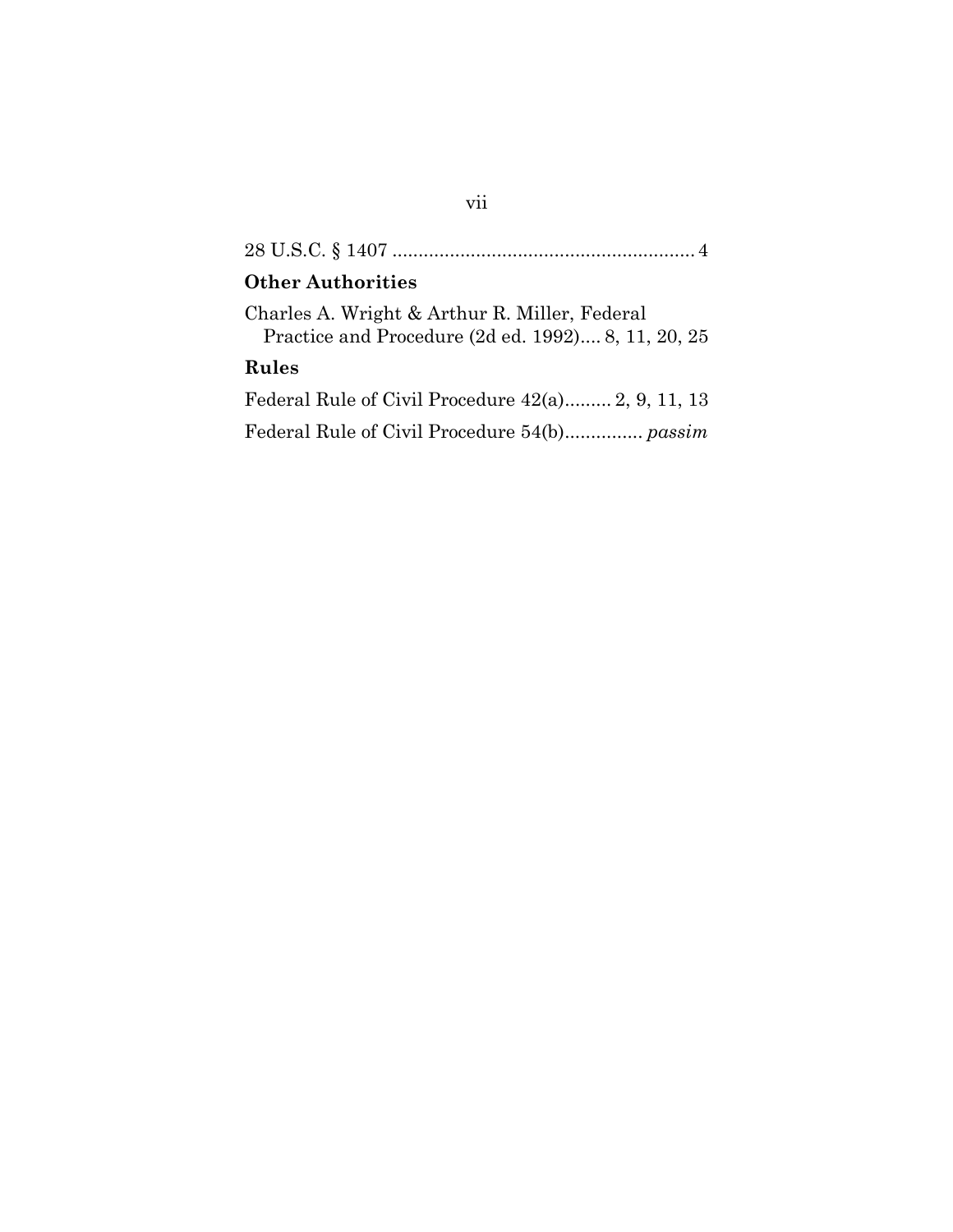28 U.S.C. § 1407 .......................................................... 4

**Other Authorities**

Charles A. Wright & Arthur R. Miller, Federal Practice and Procedure (2d ed. 1992).... 8, 11, 20, 25

**Rules**

Federal Rule of Civil Procedure 42(a)......... 2, 9, 11, 13

Federal Rule of Civil Procedure 54(b)............... *passim*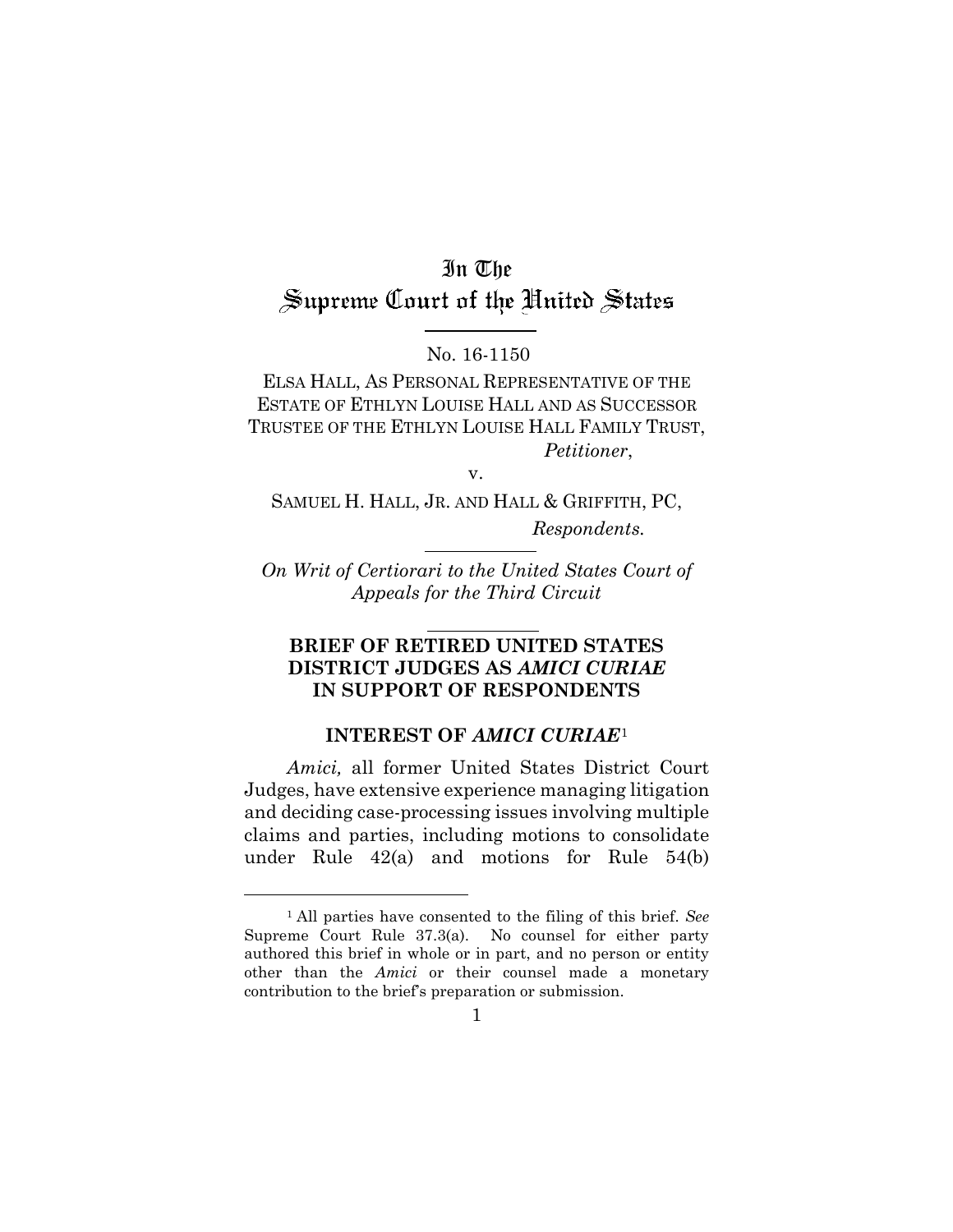# In The Supreme Court of the United States

No. 16-1150

ELSA HALL, AS PERSONAL REPRESENTATIVE OF THE ESTATE OF ETHLYN LOUISE HALL AND AS SUCCESSOR TRUSTEE OF THE ETHLYN LOUISE HALL FAMILY TRUST,

*Petitioner*,

v.

SAMUEL H. HALL, JR. AND HALL & GRIFFITH, PC,

*Respondents*.

*On Writ of Certiorari to the United States Court of Appeals for the Third Circuit*

## BRIEF OF RETIRED UNITED STATES DISTRICT JUDGES AS *AMICI CURIAE* IN SUPPORT OF RESPONDENTS

### INTEREST OF *AMICI CURIAE*[1]

*Amici,* all former United States District Court Judges, have extensive experience managing litigation and deciding case-processing issues involving multiple claims and parties, including motions to consolidate under Rule 42(a) and motions for Rule 54(b)

---

[1] All parties have consented to the filing of this brief. *See* Supreme Court Rule 37.3(a). No counsel for either party authored this brief in whole or in part, and no person or entity other than the *Amici* or their counsel made a monetary contribution to the brief's preparation or submission.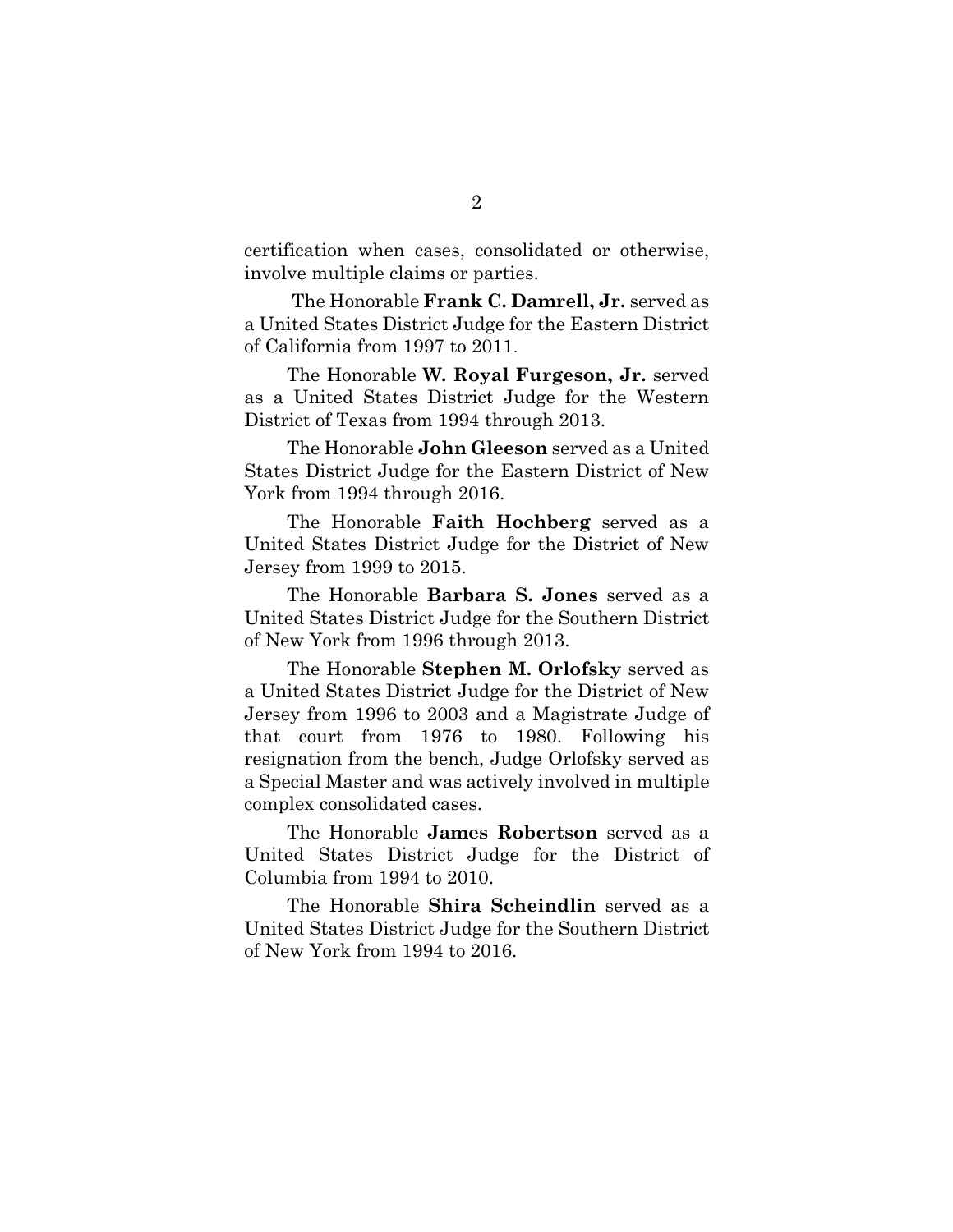certification when cases, consolidated or otherwise, involve multiple claims or parties.

The Honorable **Frank C. Damrell, Jr.** served as a United States District Judge for the Eastern District of California from 1997 to 2011.

The Honorable **W. Royal Furgeson, Jr.** served as a United States District Judge for the Western District of Texas from 1994 through 2013.

The Honorable **John Gleeson** served as a United States District Judge for the Eastern District of New York from 1994 through 2016.

The Honorable **Faith Hochberg** served as a United States District Judge for the District of New Jersey from 1999 to 2015.

The Honorable **Barbara S. Jones** served as a United States District Judge for the Southern District of New York from 1996 through 2013.

The Honorable **Stephen M. Orlofsky** served as a United States District Judge for the District of New Jersey from 1996 to 2003 and a Magistrate Judge of that court from 1976 to 1980. Following his resignation from the bench, Judge Orlofsky served as a Special Master and was actively involved in multiple complex consolidated cases.

The Honorable **James Robertson** served as a United States District Judge for the District of Columbia from 1994 to 2010.

The Honorable **Shira Scheindlin** served as a United States District Judge for the Southern District of New York from 1994 to 2016.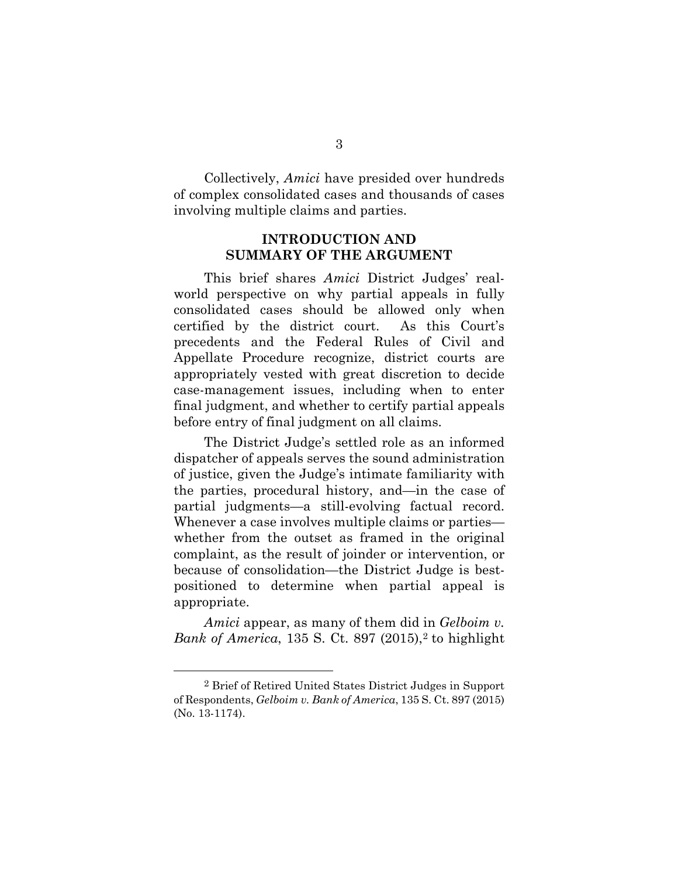Collectively, *Amici* have presided over hundreds of complex consolidated cases and thousands of cases involving multiple claims and parties.

## INTRODUCTION AND SUMMARY OF THE ARGUMENT

This brief shares *Amici* District Judges' real-world perspective on why partial appeals in fully consolidated cases should be allowed only when certified by the district court. As this Court's precedents and the Federal Rules of Civil and Appellate Procedure recognize, district courts are appropriately vested with great discretion to decide case-management issues, including when to enter final judgment, and whether to certify partial appeals before entry of final judgment on all claims.

The District Judge's settled role as an informed dispatcher of appeals serves the sound administration of justice, given the Judge's intimate familiarity with the parties, procedural history, and—in the case of partial judgments—a still-evolving factual record. Whenever a case involves multiple claims or parties—whether from the outset as framed in the original complaint, as the result of joinder or intervention, or because of consolidation—the District Judge is best-positioned to determine when partial appeal is appropriate.

*Amici* appear, as many of them did in *Gelboim v. Bank of America*, 135 S. Ct. 897 (2015),[2] to highlight

---

[2] Brief of Retired United States District Judges in Support of Respondents, *Gelboim v. Bank of America*, 135 S. Ct. 897 (2015) (No. 13-1174).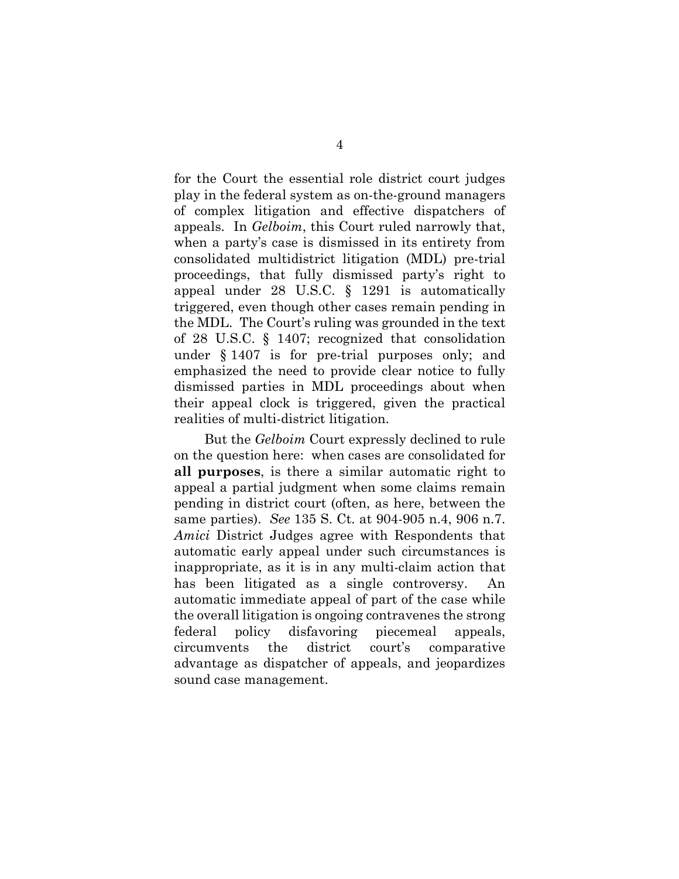for the Court the essential role district court judges play in the federal system as on-the-ground managers of complex litigation and effective dispatchers of appeals. In *Gelboim*, this Court ruled narrowly that, when a party's case is dismissed in its entirety from consolidated multidistrict litigation (MDL) pre-trial proceedings, that fully dismissed party's right to appeal under 28 U.S.C. § 1291 is automatically triggered, even though other cases remain pending in the MDL. The Court's ruling was grounded in the text of 28 U.S.C. § 1407; recognized that consolidation under § 1407 is for pre-trial purposes only; and emphasized the need to provide clear notice to fully dismissed parties in MDL proceedings about when their appeal clock is triggered, given the practical realities of multi-district litigation.

But the *Gelboim* Court expressly declined to rule on the question here: when cases are consolidated for **all purposes**, is there a similar automatic right to appeal a partial judgment when some claims remain pending in district court (often, as here, between the same parties). *See* 135 S. Ct. at 904-905 n.4, 906 n.7. *Amici* District Judges agree with Respondents that automatic early appeal under such circumstances is inappropriate, as it is in any multi-claim action that has been litigated as a single controversy. An automatic immediate appeal of part of the case while the overall litigation is ongoing contravenes the strong federal policy disfavoring piecemeal appeals, circumvents the district court's comparative advantage as dispatcher of appeals, and jeopardizes sound case management.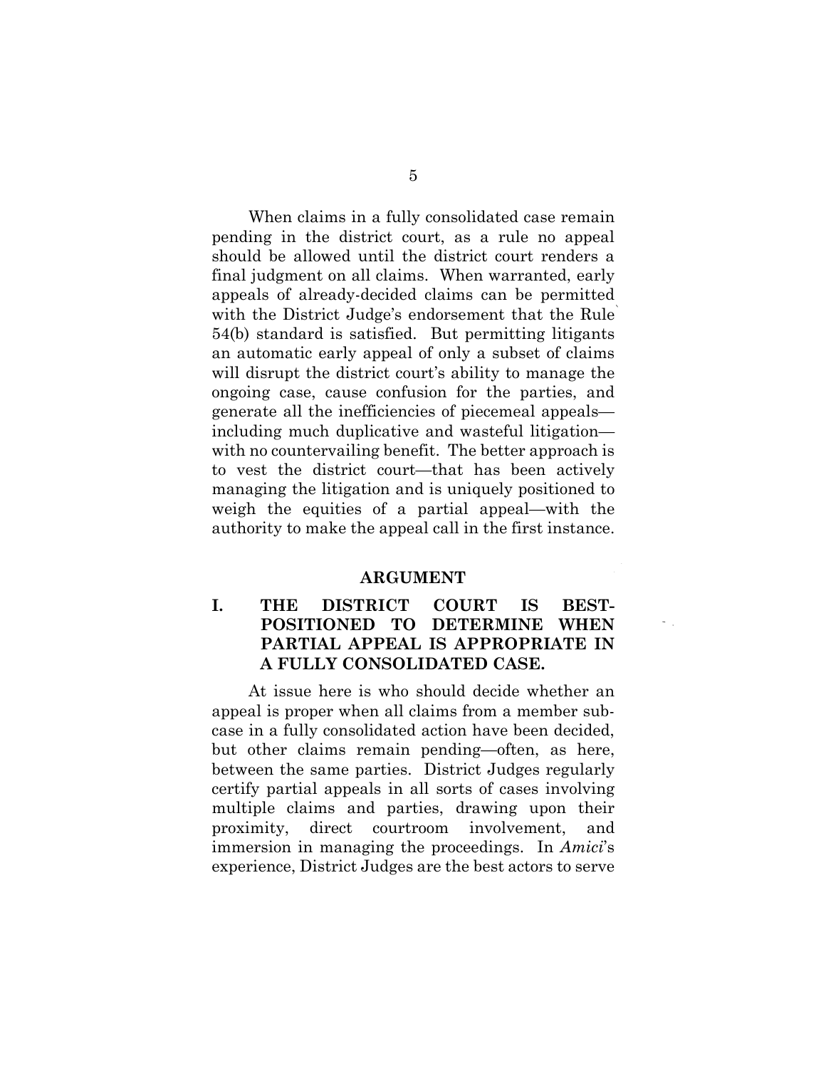When claims in a fully consolidated case remain pending in the district court, as a rule no appeal should be allowed until the district court renders a final judgment on all claims. When warranted, early appeals of already-decided claims can be permitted with the District Judge's endorsement that the Rule 54(b) standard is satisfied. But permitting litigants an automatic early appeal of only a subset of claims will disrupt the district court's ability to manage the ongoing case, cause confusion for the parties, and generate all the inefficiencies of piecemeal appeals—including much duplicative and wasteful litigation—with no countervailing benefit. The better approach is to vest the district court—that has been actively managing the litigation and is uniquely positioned to weigh the equities of a partial appeal—with the authority to make the appeal call in the first instance.

## ARGUMENT

### I. THE DISTRICT COURT IS BEST-POSITIONED TO DETERMINE WHEN PARTIAL APPEAL IS APPROPRIATE IN A FULLY CONSOLIDATED CASE.

At issue here is who should decide whether an appeal is proper when all claims from a member sub-case in a fully consolidated action have been decided, but other claims remain pending—often, as here, between the same parties. District Judges regularly certify partial appeals in all sorts of cases involving multiple claims and parties, drawing upon their proximity, direct courtroom involvement, and immersion in managing the proceedings. In *Amici*'s experience, District Judges are the best actors to serve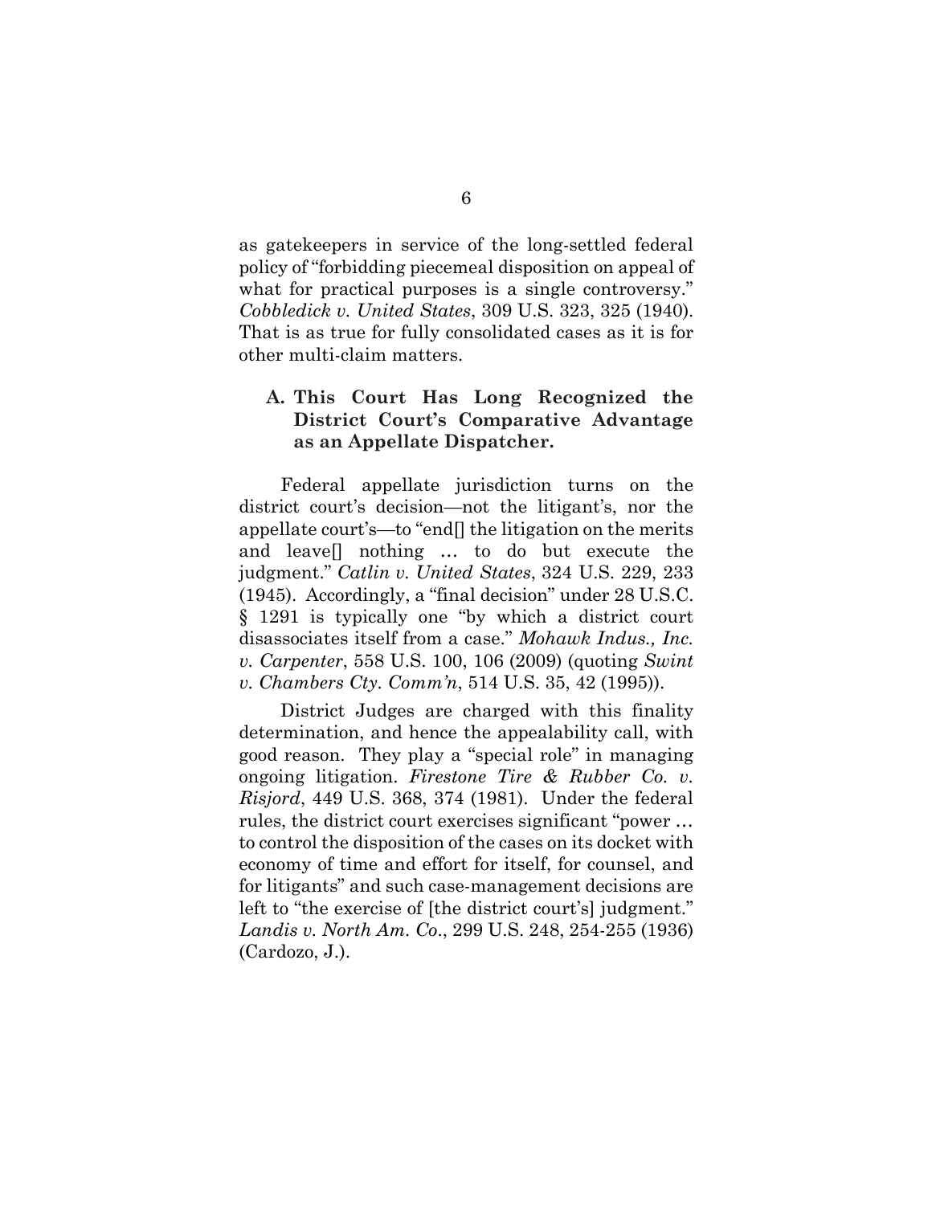as gatekeepers in service of the long-settled federal policy of "forbidding piecemeal disposition on appeal of what for practical purposes is a single controversy." *Cobbledick v. United States*, 309 U.S. 323, 325 (1940). That is as true for fully consolidated cases as it is for other multi-claim matters.

### A. This Court Has Long Recognized the District Court's Comparative Advantage as an Appellate Dispatcher.

Federal appellate jurisdiction turns on the district court's decision—not the litigant's, nor the appellate court's—to "end[] the litigation on the merits and leave[] nothing … to do but execute the judgment." *Catlin v. United States*, 324 U.S. 229, 233 (1945). Accordingly, a "final decision" under 28 U.S.C. § 1291 is typically one "by which a district court disassociates itself from a case." *Mohawk Indus., Inc. v. Carpenter*, 558 U.S. 100, 106 (2009) (quoting *Swint v. Chambers Cty. Comm'n*, 514 U.S. 35, 42 (1995)).

District Judges are charged with this finality determination, and hence the appealability call, with good reason. They play a "special role" in managing ongoing litigation. *Firestone Tire & Rubber Co. v. Risjord*, 449 U.S. 368, 374 (1981). Under the federal rules, the district court exercises significant "power … to control the disposition of the cases on its docket with economy of time and effort for itself, for counsel, and for litigants" and such case-management decisions are left to "the exercise of [the district court's] judgment." *Landis v. North Am. Co*., 299 U.S. 248, 254-255 (1936) (Cardozo, J.).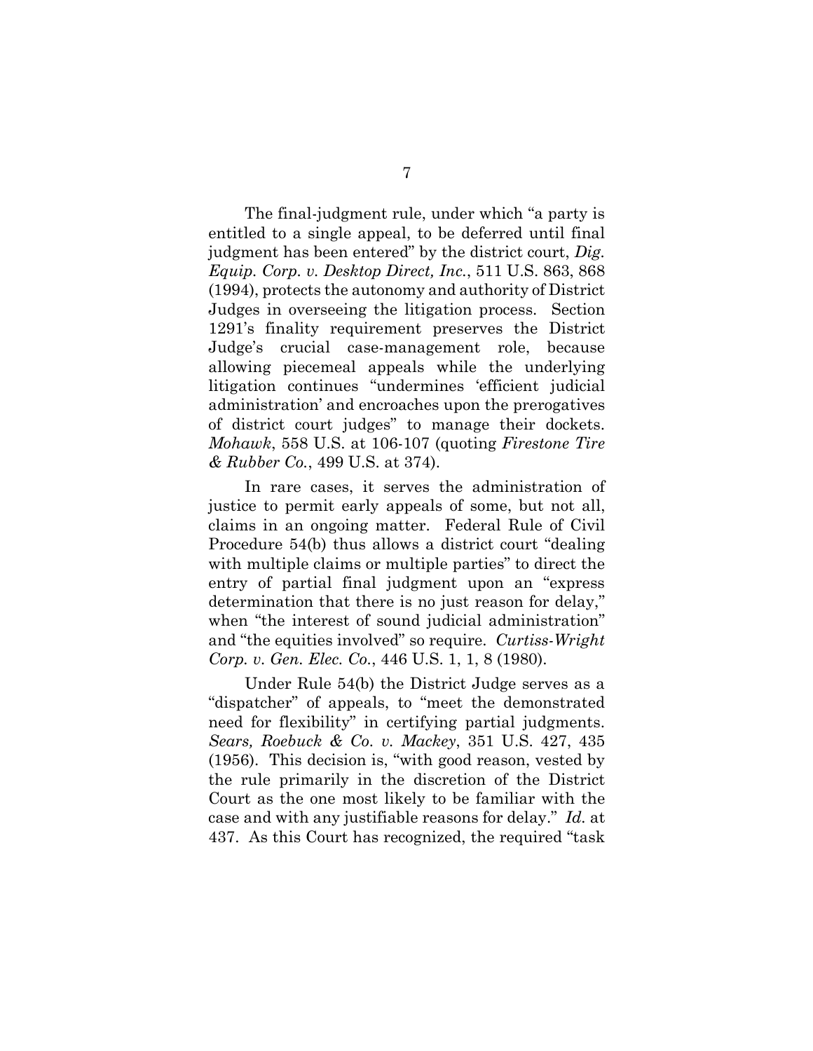The final-judgment rule, under which "a party is entitled to a single appeal, to be deferred until final judgment has been entered" by the district court, *Dig. Equip. Corp. v. Desktop Direct, Inc.*, 511 U.S. 863, 868 (1994), protects the autonomy and authority of District Judges in overseeing the litigation process. Section 1291's finality requirement preserves the District Judge's crucial case-management role, because allowing piecemeal appeals while the underlying litigation continues "undermines 'efficient judicial administration' and encroaches upon the prerogatives of district court judges" to manage their dockets. *Mohawk*, 558 U.S. at 106-107 (quoting *Firestone Tire & Rubber Co.*, 499 U.S. at 374).

In rare cases, it serves the administration of justice to permit early appeals of some, but not all, claims in an ongoing matter. Federal Rule of Civil Procedure 54(b) thus allows a district court "dealing with multiple claims or multiple parties" to direct the entry of partial final judgment upon an "express determination that there is no just reason for delay," when "the interest of sound judicial administration" and "the equities involved" so require. *Curtiss-Wright Corp. v. Gen. Elec. Co.*, 446 U.S. 1, 1, 8 (1980).

Under Rule 54(b) the District Judge serves as a "dispatcher" of appeals, to "meet the demonstrated need for flexibility" in certifying partial judgments. *Sears, Roebuck & Co. v. Mackey*, 351 U.S. 427, 435 (1956). This decision is, "with good reason, vested by the rule primarily in the discretion of the District Court as the one most likely to be familiar with the case and with any justifiable reasons for delay." *Id.* at 437. As this Court has recognized, the required "task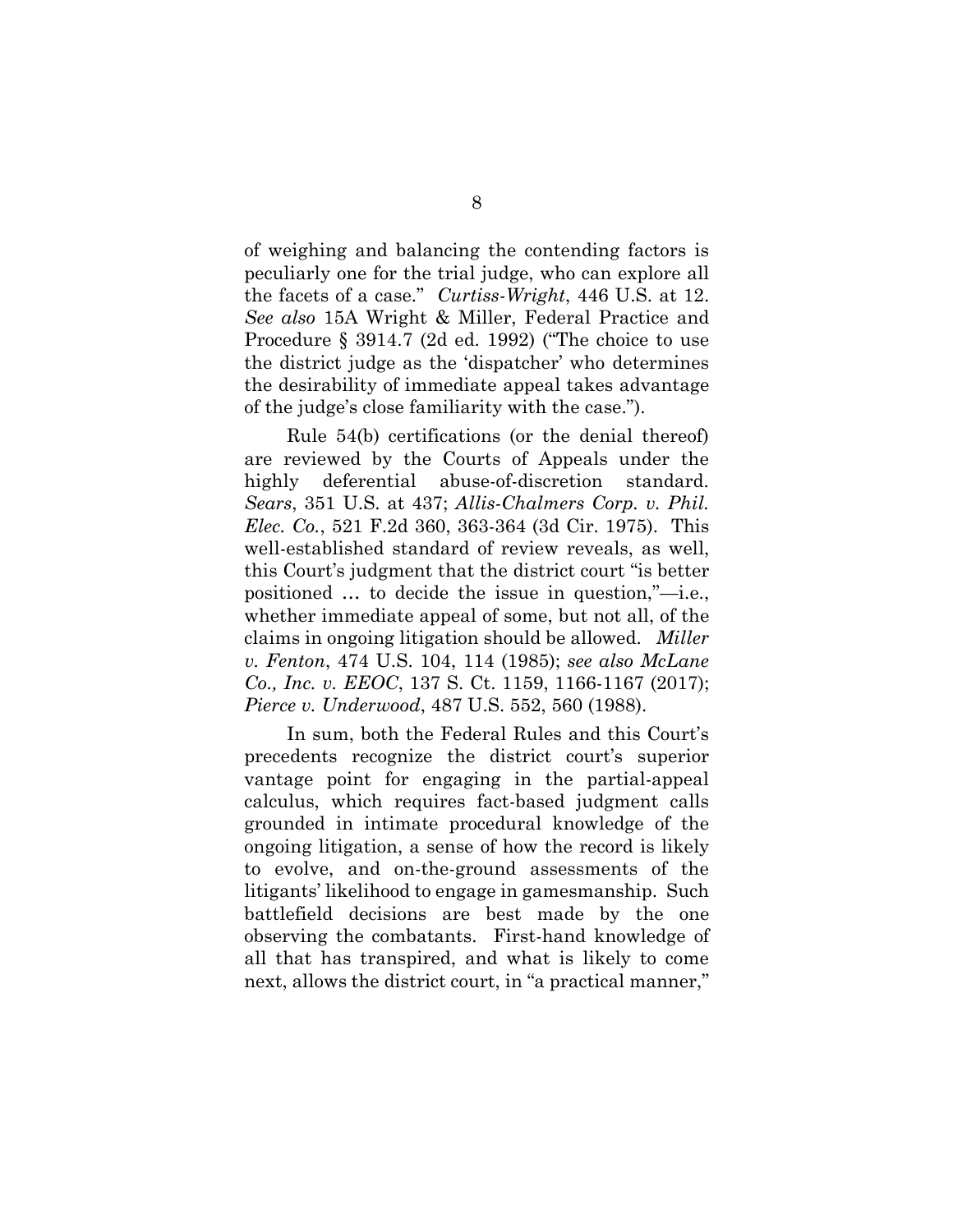of weighing and balancing the contending factors is peculiarly one for the trial judge, who can explore all the facets of a case." *Curtiss-Wright*, 446 U.S. at 12. *See also* 15A Wright & Miller, Federal Practice and Procedure § 3914.7 (2d ed. 1992) ("The choice to use the district judge as the 'dispatcher' who determines the desirability of immediate appeal takes advantage of the judge's close familiarity with the case.").

Rule 54(b) certifications (or the denial thereof) are reviewed by the Courts of Appeals under the highly deferential abuse-of-discretion standard. *Sears*, 351 U.S. at 437; *Allis-Chalmers Corp. v. Phil. Elec. Co.*, 521 F.2d 360, 363-364 (3d Cir. 1975). This well-established standard of review reveals, as well, this Court's judgment that the district court "is better positioned … to decide the issue in question,"—i.e., whether immediate appeal of some, but not all, of the claims in ongoing litigation should be allowed. *Miller v. Fenton*, 474 U.S. 104, 114 (1985); *see also McLane Co., Inc. v. EEOC*, 137 S. Ct. 1159, 1166-1167 (2017); *Pierce v. Underwood*, 487 U.S. 552, 560 (1988).

In sum, both the Federal Rules and this Court's precedents recognize the district court's superior vantage point for engaging in the partial-appeal calculus, which requires fact-based judgment calls grounded in intimate procedural knowledge of the ongoing litigation, a sense of how the record is likely to evolve, and on-the-ground assessments of the litigants' likelihood to engage in gamesmanship. Such battlefield decisions are best made by the one observing the combatants. First-hand knowledge of all that has transpired, and what is likely to come next, allows the district court, in "a practical manner,"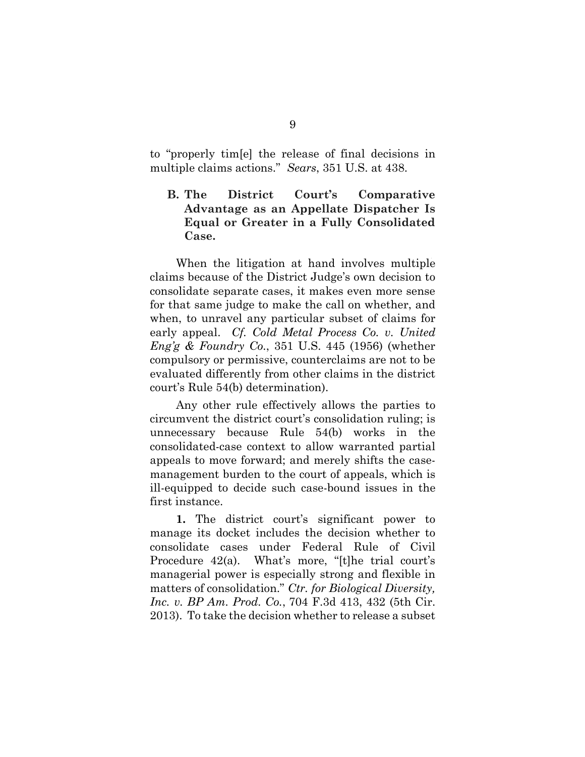to "properly tim[e] the release of final decisions in multiple claims actions." *Sears*, 351 U.S. at 438.

### B. The District Court's Comparative Advantage as an Appellate Dispatcher Is Equal or Greater in a Fully Consolidated Case.

When the litigation at hand involves multiple claims because of the District Judge's own decision to consolidate separate cases, it makes even more sense for that same judge to make the call on whether, and when, to unravel any particular subset of claims for early appeal. *Cf. Cold Metal Process Co. v. United Eng'g & Foundry Co.*, 351 U.S. 445 (1956) (whether compulsory or permissive, counterclaims are not to be evaluated differently from other claims in the district court's Rule 54(b) determination).

Any other rule effectively allows the parties to circumvent the district court's consolidation ruling; is unnecessary because Rule 54(b) works in the consolidated-case context to allow warranted partial appeals to move forward; and merely shifts the case-management burden to the court of appeals, which is ill-equipped to decide such case-bound issues in the first instance.

**1.** The district court's significant power to manage its docket includes the decision whether to consolidate cases under Federal Rule of Civil Procedure 42(a). What's more, "[t]he trial court's managerial power is especially strong and flexible in matters of consolidation." *Ctr. for Biological Diversity, Inc. v. BP Am. Prod. Co.*, 704 F.3d 413, 432 (5th Cir. 2013). To take the decision whether to release a subset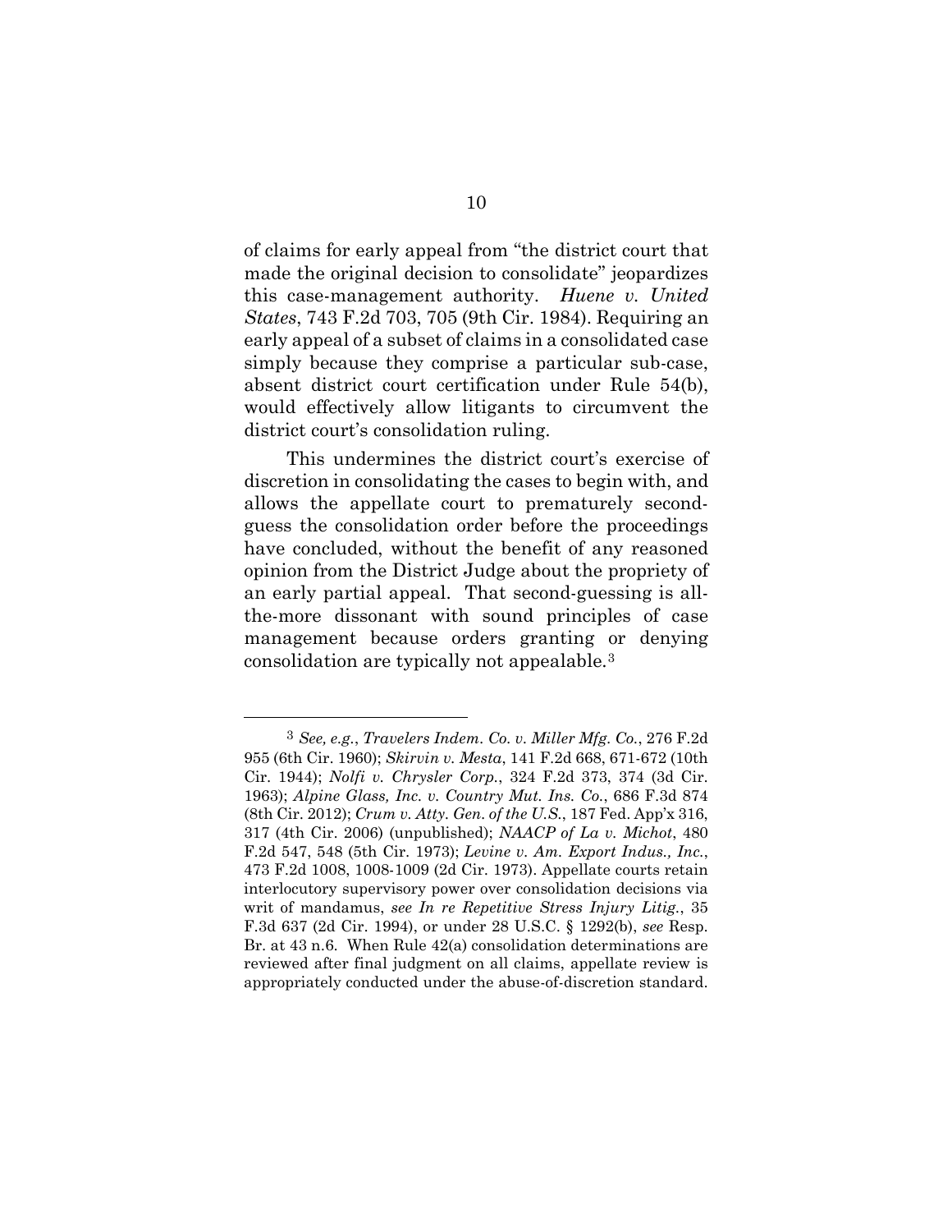of claims for early appeal from "the district court that made the original decision to consolidate" jeopardizes this case-management authority. *Huene v. United States*, 743 F.2d 703, 705 (9th Cir. 1984). Requiring an early appeal of a subset of claims in a consolidated case simply because they comprise a particular sub-case, absent district court certification under Rule 54(b), would effectively allow litigants to circumvent the district court's consolidation ruling.

This undermines the district court's exercise of discretion in consolidating the cases to begin with, and allows the appellate court to prematurely second-guess the consolidation order before the proceedings have concluded, without the benefit of any reasoned opinion from the District Judge about the propriety of an early partial appeal. That second-guessing is all-the-more dissonant with sound principles of case management because orders granting or denying consolidation are typically not appealable.[3]

---

[3] *See, e.g.*, *Travelers Indem. Co. v. Miller Mfg. Co.*, 276 F.2d 955 (6th Cir. 1960); *Skirvin v. Mesta*, 141 F.2d 668, 671-672 (10th Cir. 1944); *Nolfi v. Chrysler Corp.*, 324 F.2d 373, 374 (3d Cir. 1963); *Alpine Glass, Inc. v. Country Mut. Ins. Co.*, 686 F.3d 874 (8th Cir. 2012); *Crum v. Atty. Gen. of the U.S.*, 187 Fed. App'x 316, 317 (4th Cir. 2006) (unpublished); *NAACP of La v. Michot*, 480 F.2d 547, 548 (5th Cir. 1973); *Levine v. Am. Export Indus., Inc.*, 473 F.2d 1008, 1008-1009 (2d Cir. 1973). Appellate courts retain interlocutory supervisory power over consolidation decisions via writ of mandamus, *see In re Repetitive Stress Injury Litig.*, 35 F.3d 637 (2d Cir. 1994), or under 28 U.S.C. § 1292(b), *see* Resp. Br. at 43 n.6. When Rule 42(a) consolidation determinations are reviewed after final judgment on all claims, appellate review is appropriately conducted under the abuse-of-discretion standard.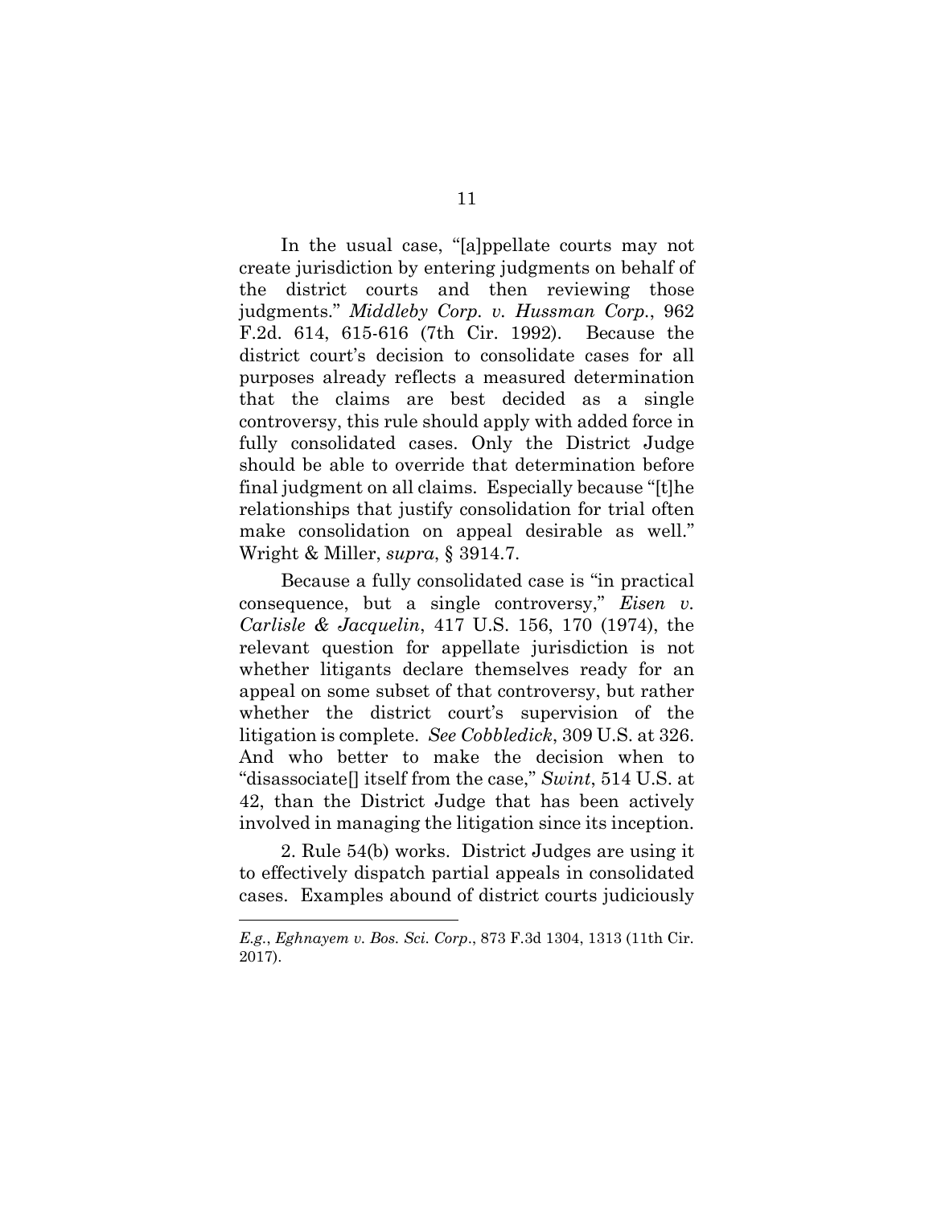In the usual case, "[a]ppellate courts may not create jurisdiction by entering judgments on behalf of the district courts and then reviewing those judgments." *Middleby Corp. v. Hussman Corp.*, 962 F.2d. 614, 615-616 (7th Cir. 1992). Because the district court's decision to consolidate cases for all purposes already reflects a measured determination that the claims are best decided as a single controversy, this rule should apply with added force in fully consolidated cases. Only the District Judge should be able to override that determination before final judgment on all claims. Especially because "[t]he relationships that justify consolidation for trial often make consolidation on appeal desirable as well." Wright & Miller, *supra*, § 3914.7.

Because a fully consolidated case is "in practical consequence, but a single controversy," *Eisen v. Carlisle & Jacquelin*, 417 U.S. 156, 170 (1974), the relevant question for appellate jurisdiction is not whether litigants declare themselves ready for an appeal on some subset of that controversy, but rather whether the district court's supervision of the litigation is complete. *See Cobbledick*, 309 U.S. at 326. And who better to make the decision when to "disassociate[] itself from the case," *Swint*, 514 U.S. at 42, than the District Judge that has been actively involved in managing the litigation since its inception.

2. Rule 54(b) works. District Judges are using it to effectively dispatch partial appeals in consolidated cases. Examples abound of district courts judiciously

---

*E.g.*, *Eghnayem v. Bos. Sci. Corp*., 873 F.3d 1304, 1313 (11th Cir. 2017).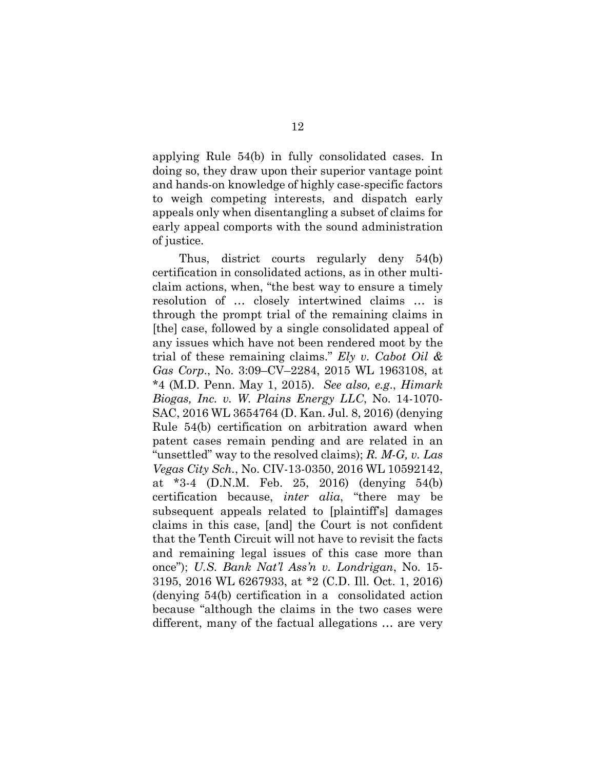applying Rule 54(b) in fully consolidated cases. In doing so, they draw upon their superior vantage point and hands-on knowledge of highly case-specific factors to weigh competing interests, and dispatch early appeals only when disentangling a subset of claims for early appeal comports with the sound administration of justice.

Thus, district courts regularly deny 54(b) certification in consolidated actions, as in other multi-claim actions, when, "the best way to ensure a timely resolution of … closely intertwined claims … is through the prompt trial of the remaining claims in [the] case, followed by a single consolidated appeal of any issues which have not been rendered moot by the trial of these remaining claims." *Ely v. Cabot Oil & Gas Corp.*, No. 3:09–CV–2284, 2015 WL 1963108, at *4 (M.D. Penn. May 1, 2015). *See also, e.g.*, *Himark Biogas, Inc. v. W. Plains Energy LLC*, No. 14-1070-SAC, 2016 WL 3654764 (D. Kan. Jul. 8, 2016) (denying Rule 54(b) certification on arbitration award when patent cases remain pending and are related in an "unsettled" way to the resolved claims); *R. M-G, v. Las Vegas City Sch.*, No. CIV-13-0350, 2016 WL 10592142, at *3-4 (D.N.M. Feb. 25, 2016) (denying 54(b) certification because, *inter alia*, "there may be subsequent appeals related to [plaintiff's] damages claims in this case, [and] the Court is not confident that the Tenth Circuit will not have to revisit the facts and remaining legal issues of this case more than once"); *U.S. Bank Nat'l Ass'n v. Londrigan*, No. 15-3195, 2016 WL 6267933, at *2 (C.D. Ill. Oct. 1, 2016) (denying 54(b) certification in a consolidated action because "although the claims in the two cases were different, many of the factual allegations … are very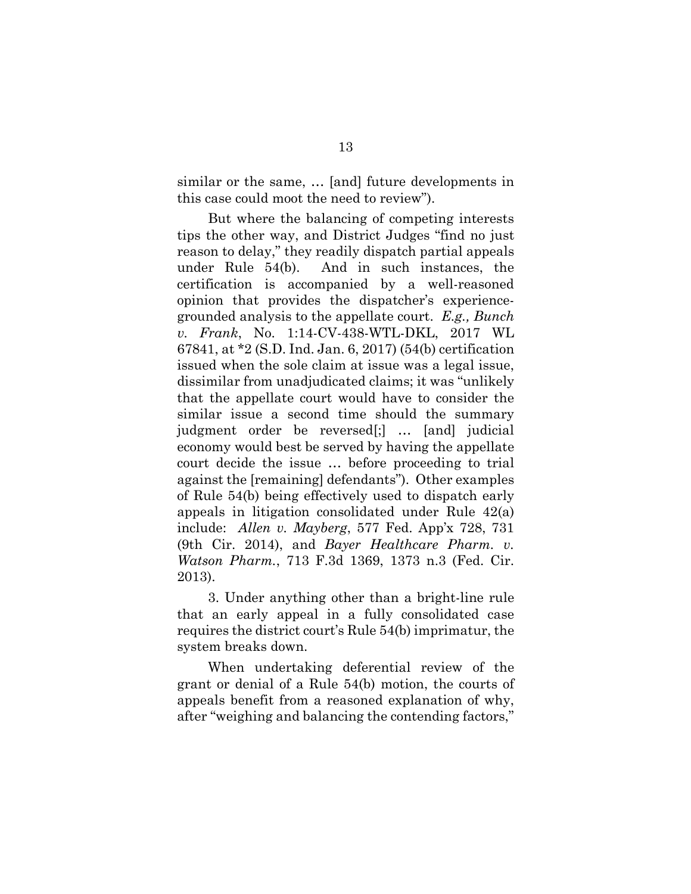similar or the same, … [and] future developments in this case could moot the need to review").

But where the balancing of competing interests tips the other way, and District Judges "find no just reason to delay," they readily dispatch partial appeals under Rule 54(b). And in such instances, the certification is accompanied by a well-reasoned opinion that provides the dispatcher's experience-grounded analysis to the appellate court. *E.g., Bunch v. Frank*, No. 1:14-CV-438-WTL-DKL, 2017 WL 67841, at *2 (S.D. Ind. Jan. 6, 2017) (54(b) certification issued when the sole claim at issue was a legal issue, dissimilar from unadjudicated claims; it was "unlikely that the appellate court would have to consider the similar issue a second time should the summary judgment order be reversed[;] … [and] judicial economy would best be served by having the appellate court decide the issue … before proceeding to trial against the [remaining] defendants"). Other examples of Rule 54(b) being effectively used to dispatch early appeals in litigation consolidated under Rule 42(a) include: *Allen v. Mayberg*, 577 Fed. App'x 728, 731 (9th Cir. 2014), and *Bayer Healthcare Pharm. v. Watson Pharm.*, 713 F.3d 1369, 1373 n.3 (Fed. Cir. 2013).

3. Under anything other than a bright-line rule that an early appeal in a fully consolidated case requires the district court's Rule 54(b) imprimatur, the system breaks down.

When undertaking deferential review of the grant or denial of a Rule 54(b) motion, the courts of appeals benefit from a reasoned explanation of why, after "weighing and balancing the contending factors,"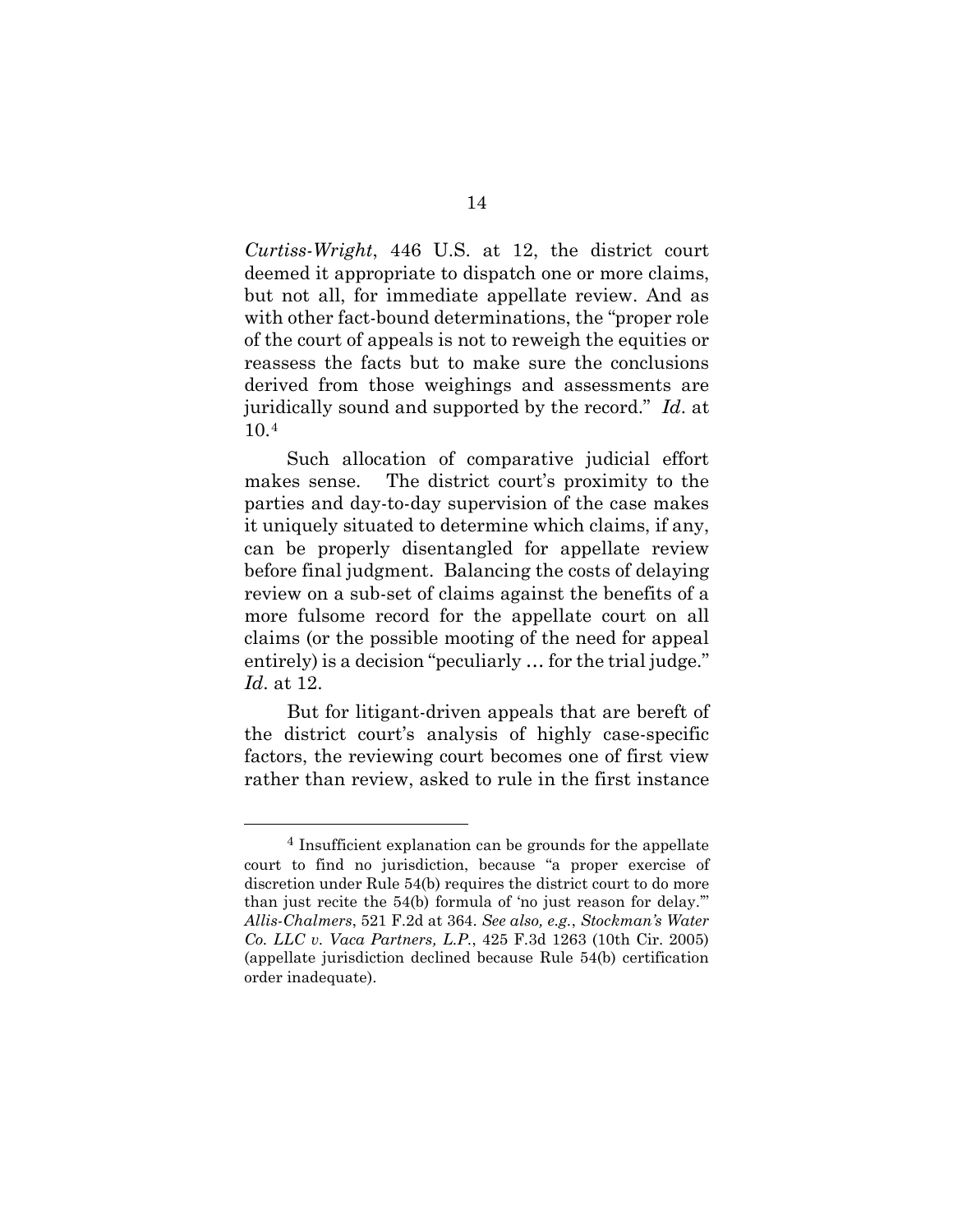*Curtiss-Wright*, 446 U.S. at 12, the district court deemed it appropriate to dispatch one or more claims, but not all, for immediate appellate review. And as with other fact-bound determinations, the "proper role of the court of appeals is not to reweigh the equities or reassess the facts but to make sure the conclusions derived from those weighings and assessments are juridically sound and supported by the record." *Id*. at 10.[4]

Such allocation of comparative judicial effort makes sense. The district court's proximity to the parties and day-to-day supervision of the case makes it uniquely situated to determine which claims, if any, can be properly disentangled for appellate review before final judgment. Balancing the costs of delaying review on a sub-set of claims against the benefits of a more fulsome record for the appellate court on all claims (or the possible mooting of the need for appeal entirely) is a decision "peculiarly … for the trial judge." *Id*. at 12.

But for litigant-driven appeals that are bereft of the district court's analysis of highly case-specific factors, the reviewing court becomes one of first view rather than review, asked to rule in the first instance

---

[4] Insufficient explanation can be grounds for the appellate court to find no jurisdiction, because "a proper exercise of discretion under Rule 54(b) requires the district court to do more than just recite the 54(b) formula of 'no just reason for delay.'" *Allis-Chalmers*, 521 F.2d at 364. *See also, e.g.*, *Stockman's Water Co. LLC v. Vaca Partners, L.P.*, 425 F.3d 1263 (10th Cir. 2005) (appellate jurisdiction declined because Rule 54(b) certification order inadequate).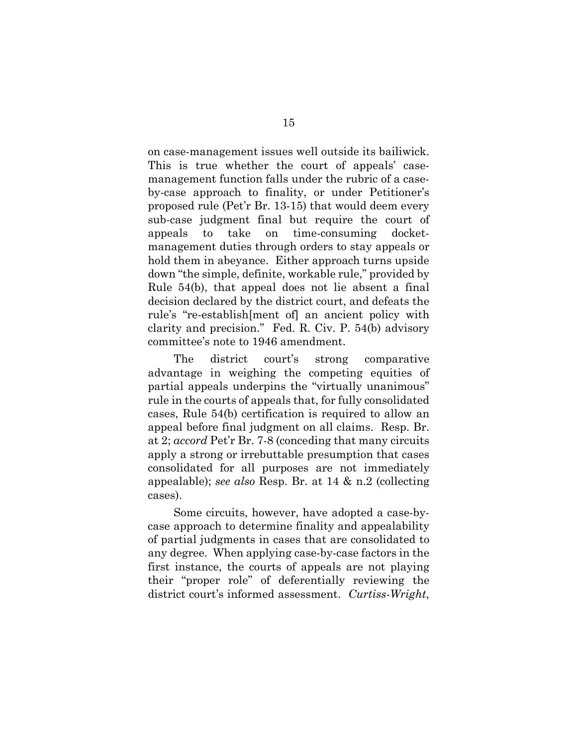on case-management issues well outside its bailiwick. This is true whether the court of appeals' case-management function falls under the rubric of a case-by-case approach to finality, or under Petitioner's proposed rule (Pet'r Br. 13-15) that would deem every sub-case judgment final but require the court of appeals to take on time-consuming docket-management duties through orders to stay appeals or hold them in abeyance. Either approach turns upside down "the simple, definite, workable rule," provided by Rule 54(b), that appeal does not lie absent a final decision declared by the district court, and defeats the rule's "re-establish[ment of] an ancient policy with clarity and precision." Fed. R. Civ. P. 54(b) advisory committee's note to 1946 amendment.

The district court's strong comparative advantage in weighing the competing equities of partial appeals underpins the "virtually unanimous" rule in the courts of appeals that, for fully consolidated cases, Rule 54(b) certification is required to allow an appeal before final judgment on all claims. Resp. Br. at 2; *accord* Pet'r Br. 7-8 (conceding that many circuits apply a strong or irrebuttable presumption that cases consolidated for all purposes are not immediately appealable); *see also* Resp. Br. at 14 & n.2 (collecting cases).

Some circuits, however, have adopted a case-by-case approach to determine finality and appealability of partial judgments in cases that are consolidated to any degree. When applying case-by-case factors in the first instance, the courts of appeals are not playing their "proper role" of deferentially reviewing the district court's informed assessment. *Curtiss-Wright*,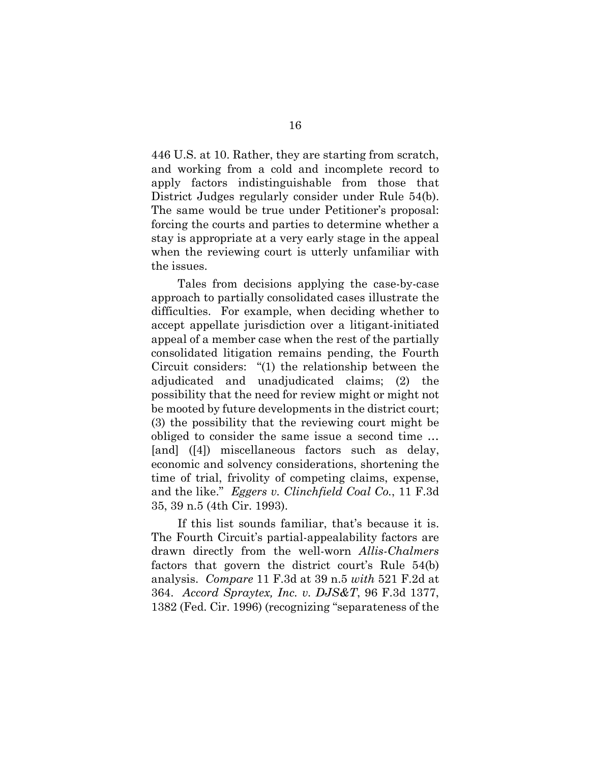446 U.S. at 10. Rather, they are starting from scratch, and working from a cold and incomplete record to apply factors indistinguishable from those that District Judges regularly consider under Rule 54(b). The same would be true under Petitioner's proposal: forcing the courts and parties to determine whether a stay is appropriate at a very early stage in the appeal when the reviewing court is utterly unfamiliar with the issues.

Tales from decisions applying the case-by-case approach to partially consolidated cases illustrate the difficulties. For example, when deciding whether to accept appellate jurisdiction over a litigant-initiated appeal of a member case when the rest of the partially consolidated litigation remains pending, the Fourth Circuit considers: "(1) the relationship between the adjudicated and unadjudicated claims; (2) the possibility that the need for review might or might not be mooted by future developments in the district court; (3) the possibility that the reviewing court might be obliged to consider the same issue a second time … [and] ([4]) miscellaneous factors such as delay, economic and solvency considerations, shortening the time of trial, frivolity of competing claims, expense, and the like." *Eggers v. Clinchfield Coal Co.*, 11 F.3d 35, 39 n.5 (4th Cir. 1993).

If this list sounds familiar, that's because it is. The Fourth Circuit's partial-appealability factors are drawn directly from the well-worn *Allis-Chalmers* factors that govern the district court's Rule 54(b) analysis. *Compare* 11 F.3d at 39 n.5 *with* 521 F.2d at 364. *Accord Spraytex, Inc. v. DJS&T*, 96 F.3d 1377, 1382 (Fed. Cir. 1996) (recognizing "separateness of the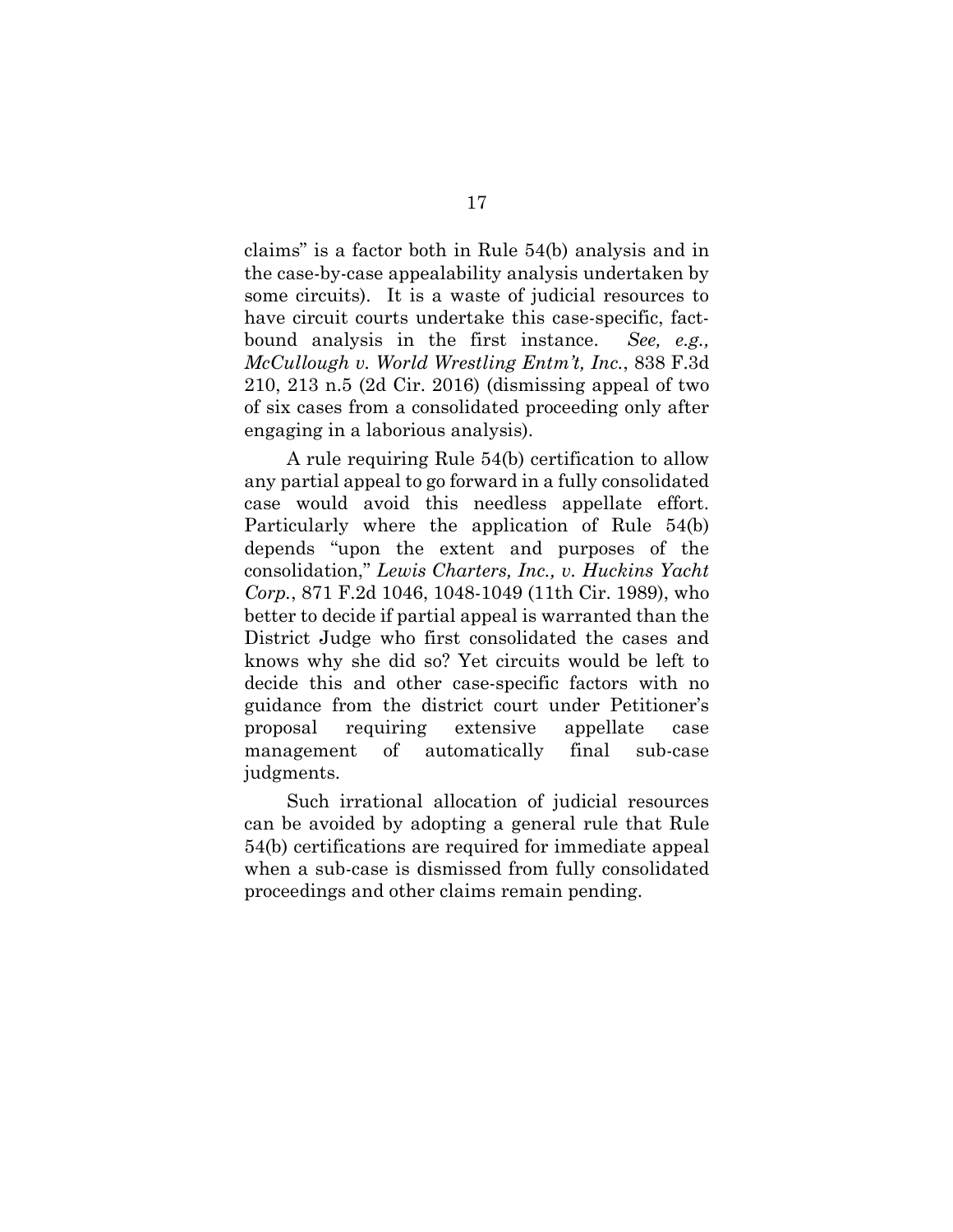claims" is a factor both in Rule 54(b) analysis and in the case-by-case appealability analysis undertaken by some circuits). It is a waste of judicial resources to have circuit courts undertake this case-specific, fact-bound analysis in the first instance. *See, e.g., McCullough v. World Wrestling Entm't, Inc.*, 838 F.3d 210, 213 n.5 (2d Cir. 2016) (dismissing appeal of two of six cases from a consolidated proceeding only after engaging in a laborious analysis).

A rule requiring Rule 54(b) certification to allow any partial appeal to go forward in a fully consolidated case would avoid this needless appellate effort. Particularly where the application of Rule 54(b) depends "upon the extent and purposes of the consolidation," *Lewis Charters, Inc., v. Huckins Yacht Corp.*, 871 F.2d 1046, 1048-1049 (11th Cir. 1989), who better to decide if partial appeal is warranted than the District Judge who first consolidated the cases and knows why she did so? Yet circuits would be left to decide this and other case-specific factors with no guidance from the district court under Petitioner's proposal requiring extensive appellate case management of automatically final sub-case judgments.

Such irrational allocation of judicial resources can be avoided by adopting a general rule that Rule 54(b) certifications are required for immediate appeal when a sub-case is dismissed from fully consolidated proceedings and other claims remain pending.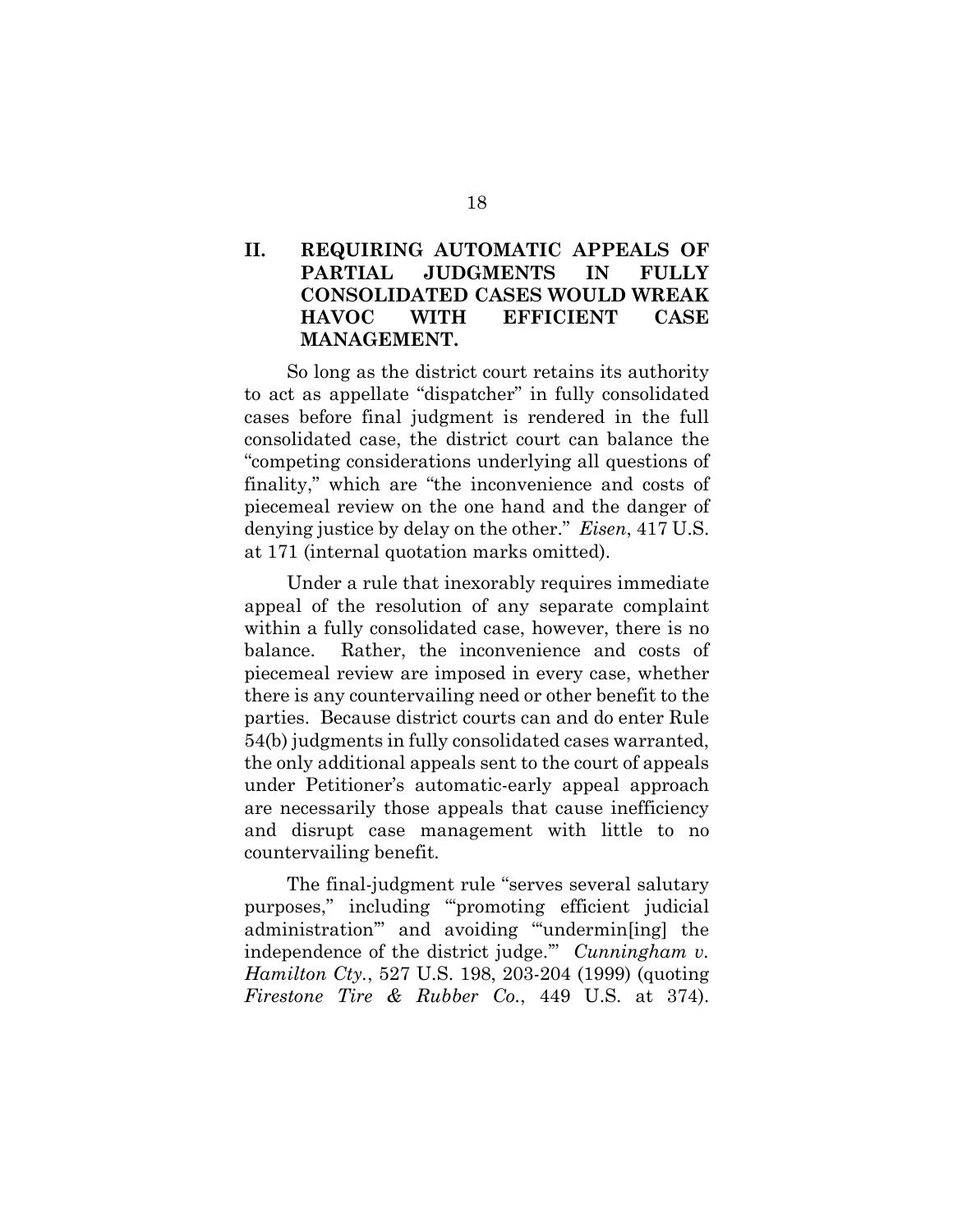## II. REQUIRING AUTOMATIC APPEALS OF PARTIAL JUDGMENTS IN FULLY CONSOLIDATED CASES WOULD WREAK HAVOC WITH EFFICIENT CASE MANAGEMENT.

So long as the district court retains its authority to act as appellate "dispatcher" in fully consolidated cases before final judgment is rendered in the full consolidated case, the district court can balance the "competing considerations underlying all questions of finality," which are "the inconvenience and costs of piecemeal review on the one hand and the danger of denying justice by delay on the other." *Eisen*, 417 U.S. at 171 (internal quotation marks omitted).

Under a rule that inexorably requires immediate appeal of the resolution of any separate complaint within a fully consolidated case, however, there is no balance. Rather, the inconvenience and costs of piecemeal review are imposed in every case, whether there is any countervailing need or other benefit to the parties. Because district courts can and do enter Rule 54(b) judgments in fully consolidated cases warranted, the only additional appeals sent to the court of appeals under Petitioner's automatic-early appeal approach are necessarily those appeals that cause inefficiency and disrupt case management with little to no countervailing benefit.

The final-judgment rule "serves several salutary purposes," including "'promoting efficient judicial administration'" and avoiding "'undermin[ing] the independence of the district judge.'" *Cunningham v. Hamilton Cty.*, 527 U.S. 198, 203-204 (1999) (quoting *Firestone Tire & Rubber Co.*, 449 U.S. at 374).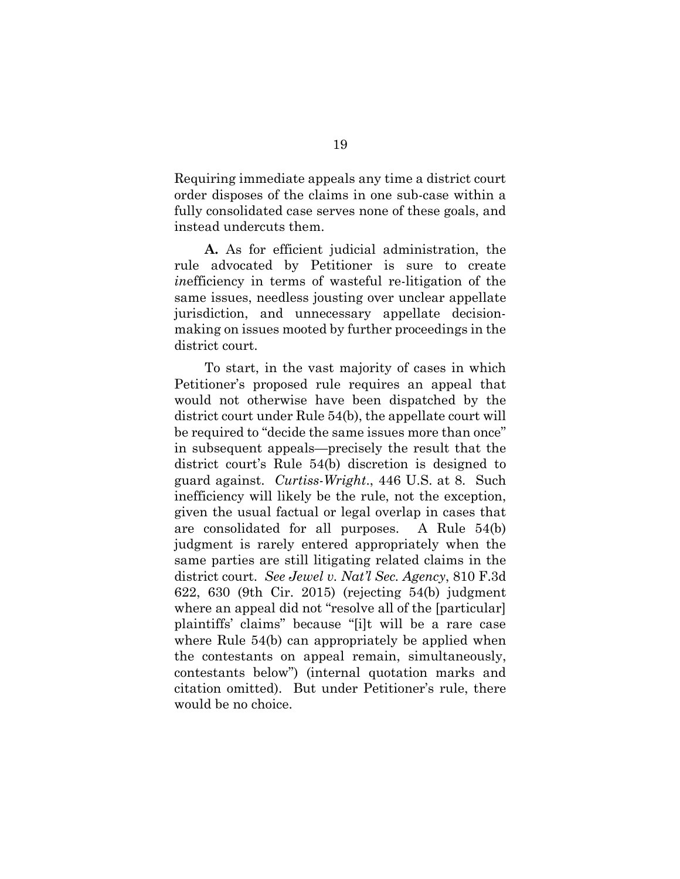Requiring immediate appeals any time a district court order disposes of the claims in one sub-case within a fully consolidated case serves none of these goals, and instead undercuts them.

**A.** As for efficient judicial administration, the rule advocated by Petitioner is sure to create *in*efficiency in terms of wasteful re-litigation of the same issues, needless jousting over unclear appellate jurisdiction, and unnecessary appellate decision-making on issues mooted by further proceedings in the district court.

To start, in the vast majority of cases in which Petitioner's proposed rule requires an appeal that would not otherwise have been dispatched by the district court under Rule 54(b), the appellate court will be required to "decide the same issues more than once" in subsequent appeals—precisely the result that the district court's Rule 54(b) discretion is designed to guard against. *Curtiss-Wright*., 446 U.S. at 8. Such inefficiency will likely be the rule, not the exception, given the usual factual or legal overlap in cases that are consolidated for all purposes. A Rule 54(b) judgment is rarely entered appropriately when the same parties are still litigating related claims in the district court. *See Jewel v. Nat'l Sec. Agency*, 810 F.3d 622, 630 (9th Cir. 2015) (rejecting 54(b) judgment where an appeal did not "resolve all of the [particular] plaintiffs' claims" because "[i]t will be a rare case where Rule 54(b) can appropriately be applied when the contestants on appeal remain, simultaneously, contestants below") (internal quotation marks and citation omitted). But under Petitioner's rule, there would be no choice.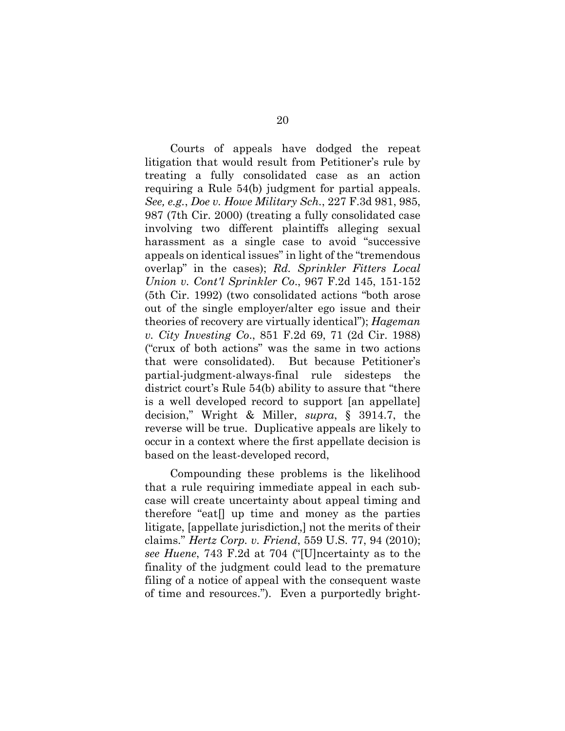Courts of appeals have dodged the repeat litigation that would result from Petitioner's rule by treating a fully consolidated case as an action requiring a Rule 54(b) judgment for partial appeals. *See, e.g.*, *Doe v. Howe Military Sch.*, 227 F.3d 981, 985, 987 (7th Cir. 2000) (treating a fully consolidated case involving two different plaintiffs alleging sexual harassment as a single case to avoid "successive appeals on identical issues" in light of the "tremendous overlap" in the cases); *Rd. Sprinkler Fitters Local Union v. Cont'l Sprinkler Co.*, 967 F.2d 145, 151-152 (5th Cir. 1992) (two consolidated actions "both arose out of the single employer/alter ego issue and their theories of recovery are virtually identical"); *Hageman v. City Investing Co.*, 851 F.2d 69, 71 (2d Cir. 1988) ("crux of both actions" was the same in two actions that were consolidated). But because Petitioner's partial-judgment-always-final rule sidesteps the district court's Rule 54(b) ability to assure that "there is a well developed record to support [an appellate] decision," Wright & Miller, *supra*, § 3914.7, the reverse will be true. Duplicative appeals are likely to occur in a context where the first appellate decision is based on the least-developed record,

Compounding these problems is the likelihood that a rule requiring immediate appeal in each sub-case will create uncertainty about appeal timing and therefore "eat[] up time and money as the parties litigate, [appellate jurisdiction,] not the merits of their claims." *Hertz Corp. v. Friend*, 559 U.S. 77, 94 (2010); *see Huene*, 743 F.2d at 704 ("[U]ncertainty as to the finality of the judgment could lead to the premature filing of a notice of appeal with the consequent waste of time and resources."). Even a purportedly bright-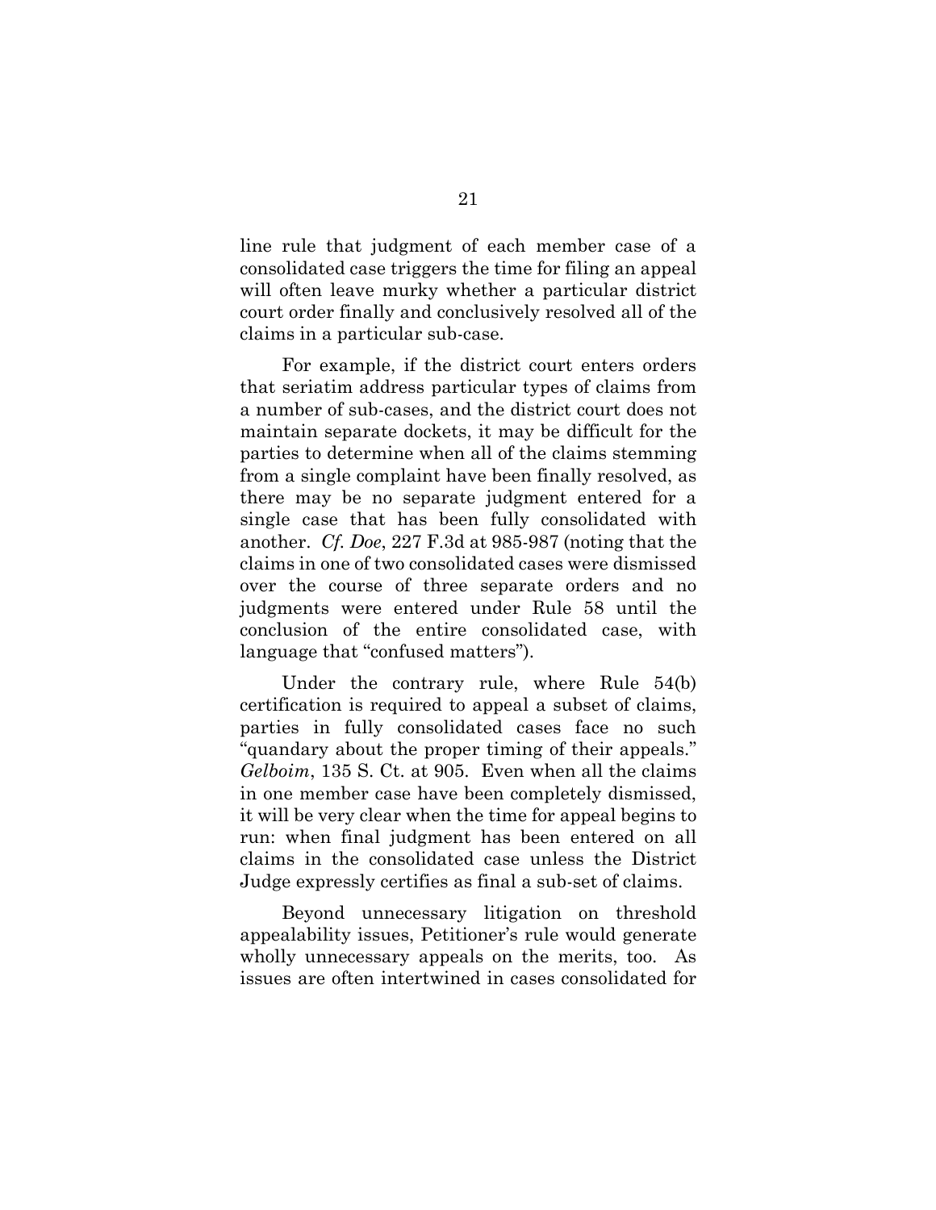line rule that judgment of each member case of a consolidated case triggers the time for filing an appeal will often leave murky whether a particular district court order finally and conclusively resolved all of the claims in a particular sub-case.

For example, if the district court enters orders that seriatim address particular types of claims from a number of sub-cases, and the district court does not maintain separate dockets, it may be difficult for the parties to determine when all of the claims stemming from a single complaint have been finally resolved, as there may be no separate judgment entered for a single case that has been fully consolidated with another. *Cf. Doe*, 227 F.3d at 985-987 (noting that the claims in one of two consolidated cases were dismissed over the course of three separate orders and no judgments were entered under Rule 58 until the conclusion of the entire consolidated case, with language that "confused matters").

Under the contrary rule, where Rule 54(b) certification is required to appeal a subset of claims, parties in fully consolidated cases face no such "quandary about the proper timing of their appeals." *Gelboim*, 135 S. Ct. at 905. Even when all the claims in one member case have been completely dismissed, it will be very clear when the time for appeal begins to run: when final judgment has been entered on all claims in the consolidated case unless the District Judge expressly certifies as final a sub-set of claims.

Beyond unnecessary litigation on threshold appealability issues, Petitioner's rule would generate wholly unnecessary appeals on the merits, too. As issues are often intertwined in cases consolidated for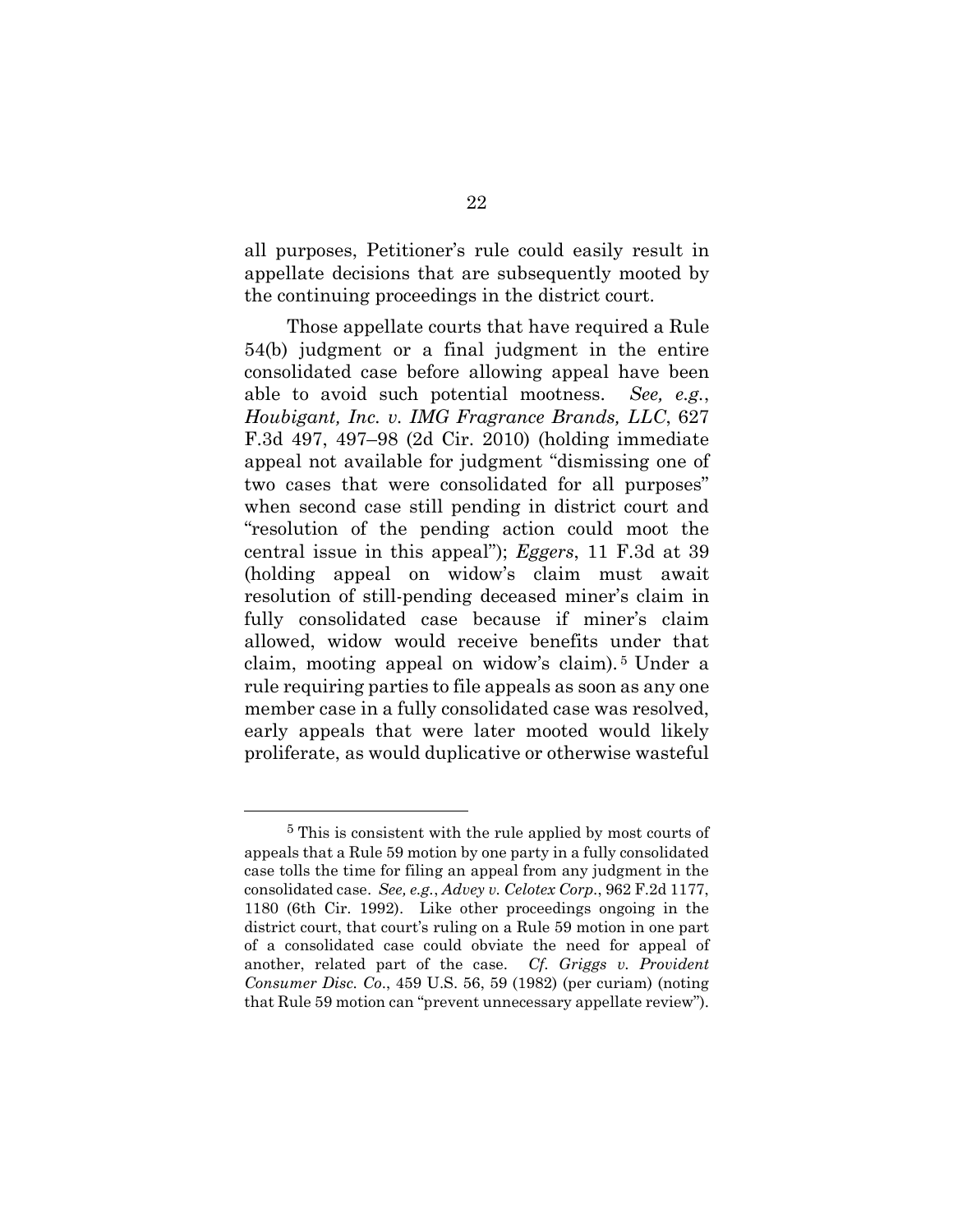all purposes, Petitioner's rule could easily result in appellate decisions that are subsequently mooted by the continuing proceedings in the district court.

Those appellate courts that have required a Rule 54(b) judgment or a final judgment in the entire consolidated case before allowing appeal have been able to avoid such potential mootness. *See, e.g.*, *Houbigant, Inc. v. IMG Fragrance Brands, LLC*, 627 F.3d 497, 497–98 (2d Cir. 2010) (holding immediate appeal not available for judgment "dismissing one of two cases that were consolidated for all purposes" when second case still pending in district court and "resolution of the pending action could moot the central issue in this appeal"); *Eggers*, 11 F.3d at 39 (holding appeal on widow's claim must await resolution of still-pending deceased miner's claim in fully consolidated case because if miner's claim allowed, widow would receive benefits under that claim, mooting appeal on widow's claim).[5] Under a rule requiring parties to file appeals as soon as any one member case in a fully consolidated case was resolved, early appeals that were later mooted would likely proliferate, as would duplicative or otherwise wasteful

---

[5] This is consistent with the rule applied by most courts of appeals that a Rule 59 motion by one party in a fully consolidated case tolls the time for filing an appeal from any judgment in the consolidated case. *See, e.g.*, *Advey v. Celotex Corp.*, 962 F.2d 1177, 1180 (6th Cir. 1992). Like other proceedings ongoing in the district court, that court's ruling on a Rule 59 motion in one part of a consolidated case could obviate the need for appeal of another, related part of the case. *Cf. Griggs v. Provident Consumer Disc. Co.*, 459 U.S. 56, 59 (1982) (per curiam) (noting that Rule 59 motion can "prevent unnecessary appellate review").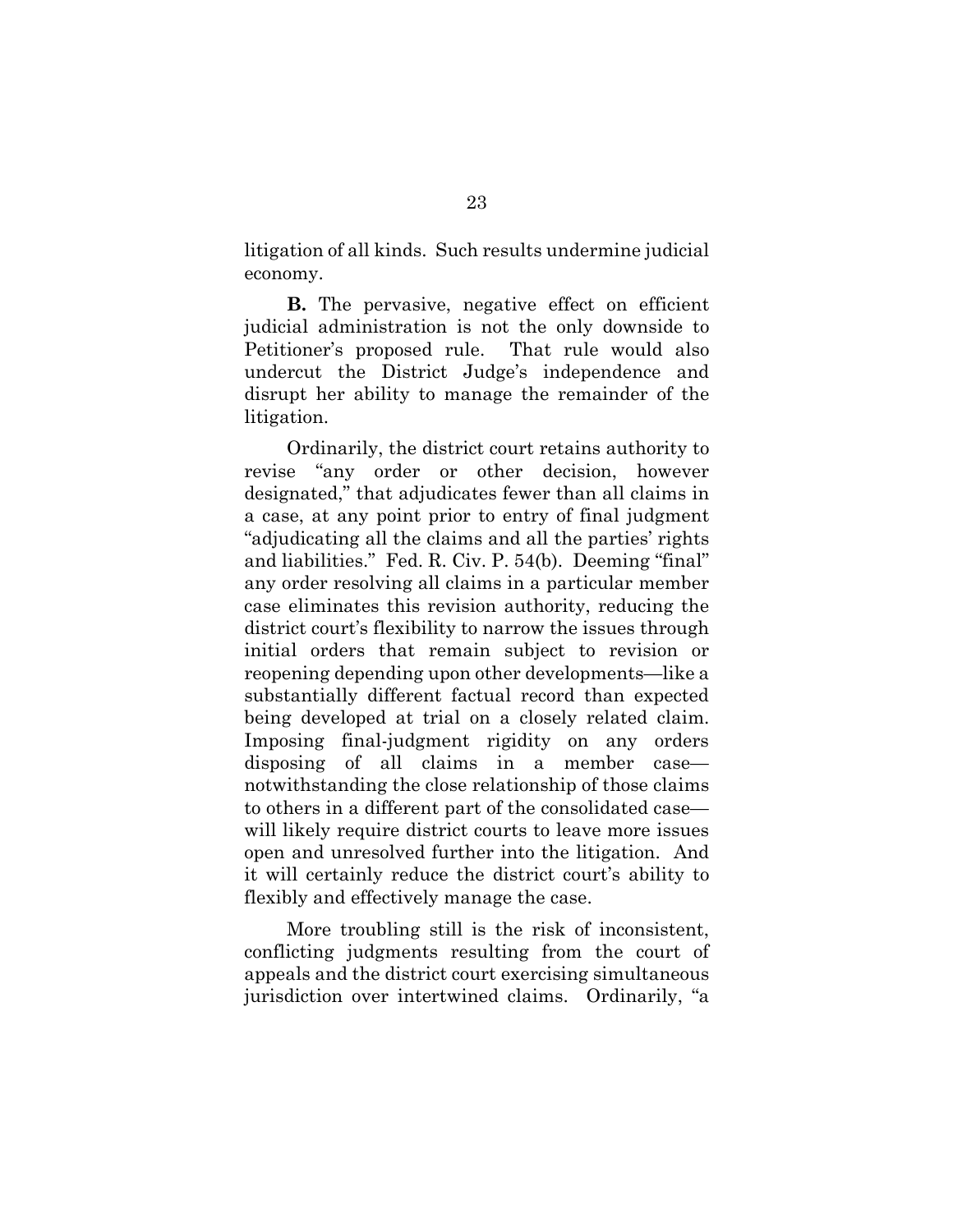litigation of all kinds. Such results undermine judicial economy.

**B.** The pervasive, negative effect on efficient judicial administration is not the only downside to Petitioner's proposed rule. That rule would also undercut the District Judge's independence and disrupt her ability to manage the remainder of the litigation.

Ordinarily, the district court retains authority to revise "any order or other decision, however designated," that adjudicates fewer than all claims in a case, at any point prior to entry of final judgment "adjudicating all the claims and all the parties' rights and liabilities." Fed. R. Civ. P. 54(b). Deeming "final" any order resolving all claims in a particular member case eliminates this revision authority, reducing the district court's flexibility to narrow the issues through initial orders that remain subject to revision or reopening depending upon other developments—like a substantially different factual record than expected being developed at trial on a closely related claim. Imposing final-judgment rigidity on any orders disposing of all claims in a member case—notwithstanding the close relationship of those claims to others in a different part of the consolidated case—will likely require district courts to leave more issues open and unresolved further into the litigation. And it will certainly reduce the district court's ability to flexibly and effectively manage the case.

More troubling still is the risk of inconsistent, conflicting judgments resulting from the court of appeals and the district court exercising simultaneous jurisdiction over intertwined claims. Ordinarily, "a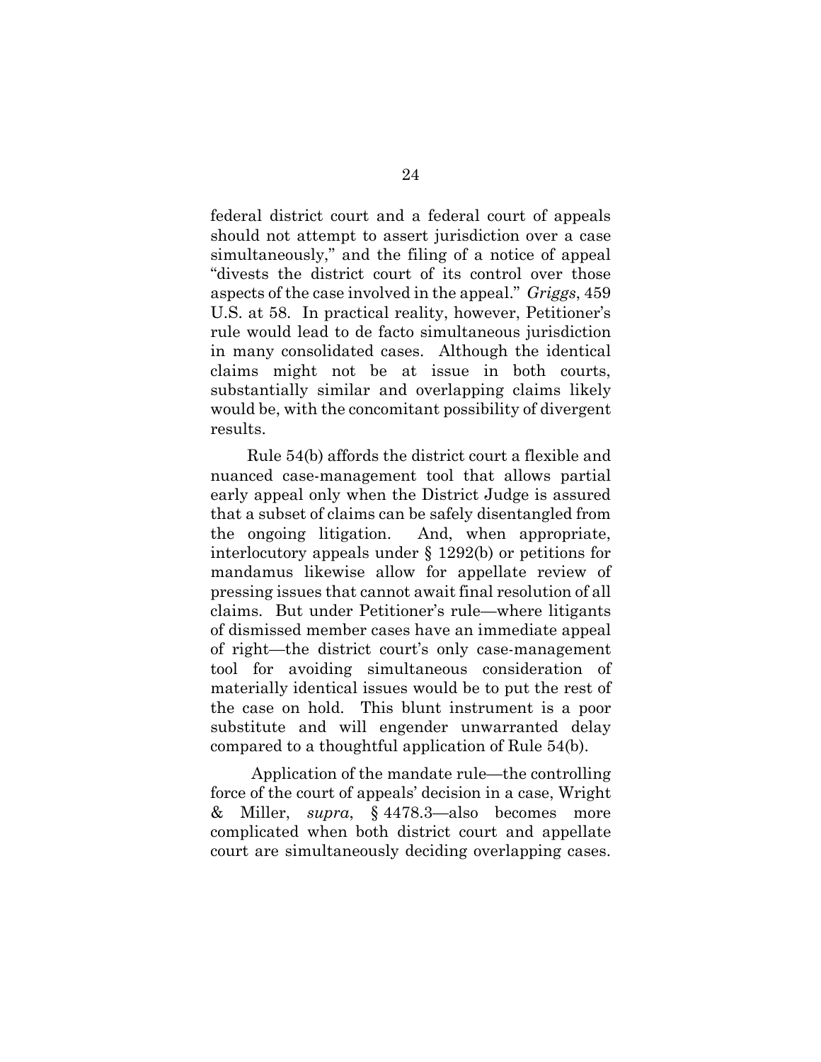federal district court and a federal court of appeals should not attempt to assert jurisdiction over a case simultaneously," and the filing of a notice of appeal "divests the district court of its control over those aspects of the case involved in the appeal." *Griggs*, 459 U.S. at 58. In practical reality, however, Petitioner's rule would lead to de facto simultaneous jurisdiction in many consolidated cases. Although the identical claims might not be at issue in both courts, substantially similar and overlapping claims likely would be, with the concomitant possibility of divergent results.

Rule 54(b) affords the district court a flexible and nuanced case-management tool that allows partial early appeal only when the District Judge is assured that a subset of claims can be safely disentangled from the ongoing litigation. And, when appropriate, interlocutory appeals under § 1292(b) or petitions for mandamus likewise allow for appellate review of pressing issues that cannot await final resolution of all claims. But under Petitioner's rule—where litigants of dismissed member cases have an immediate appeal of right—the district court's only case-management tool for avoiding simultaneous consideration of materially identical issues would be to put the rest of the case on hold. This blunt instrument is a poor substitute and will engender unwarranted delay compared to a thoughtful application of Rule 54(b).

Application of the mandate rule—the controlling force of the court of appeals' decision in a case, Wright & Miller, *supra*, § 4478.3—also becomes more complicated when both district court and appellate court are simultaneously deciding overlapping cases.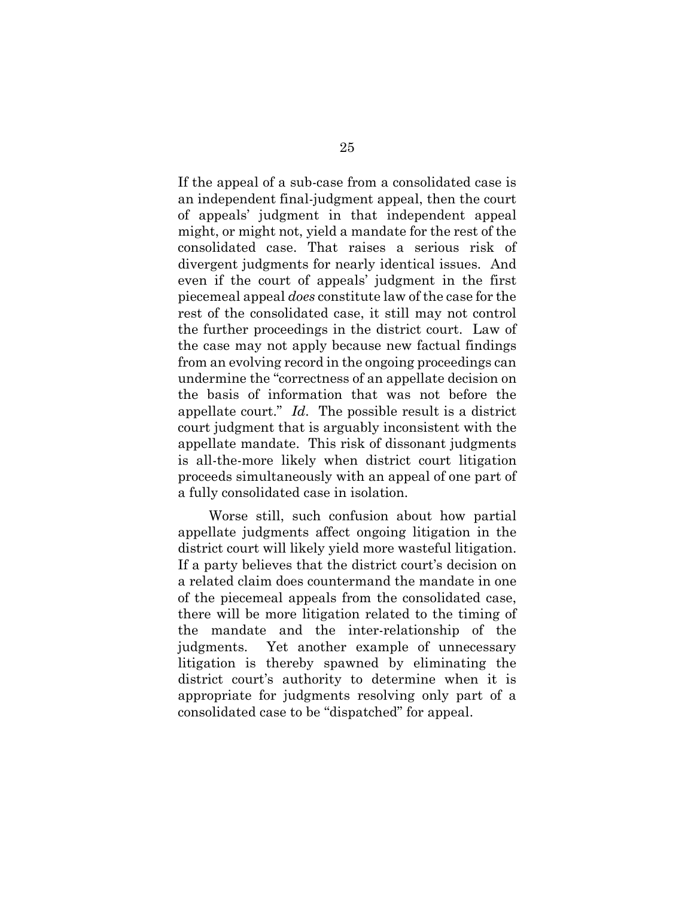If the appeal of a sub-case from a consolidated case is an independent final-judgment appeal, then the court of appeals' judgment in that independent appeal might, or might not, yield a mandate for the rest of the consolidated case. That raises a serious risk of divergent judgments for nearly identical issues. And even if the court of appeals' judgment in the first piecemeal appeal *does* constitute law of the case for the rest of the consolidated case, it still may not control the further proceedings in the district court. Law of the case may not apply because new factual findings from an evolving record in the ongoing proceedings can undermine the "correctness of an appellate decision on the basis of information that was not before the appellate court." *Id*. The possible result is a district court judgment that is arguably inconsistent with the appellate mandate. This risk of dissonant judgments is all-the-more likely when district court litigation proceeds simultaneously with an appeal of one part of a fully consolidated case in isolation.

Worse still, such confusion about how partial appellate judgments affect ongoing litigation in the district court will likely yield more wasteful litigation. If a party believes that the district court's decision on a related claim does countermand the mandate in one of the piecemeal appeals from the consolidated case, there will be more litigation related to the timing of the mandate and the inter-relationship of the judgments. Yet another example of unnecessary litigation is thereby spawned by eliminating the district court's authority to determine when it is appropriate for judgments resolving only part of a consolidated case to be "dispatched" for appeal.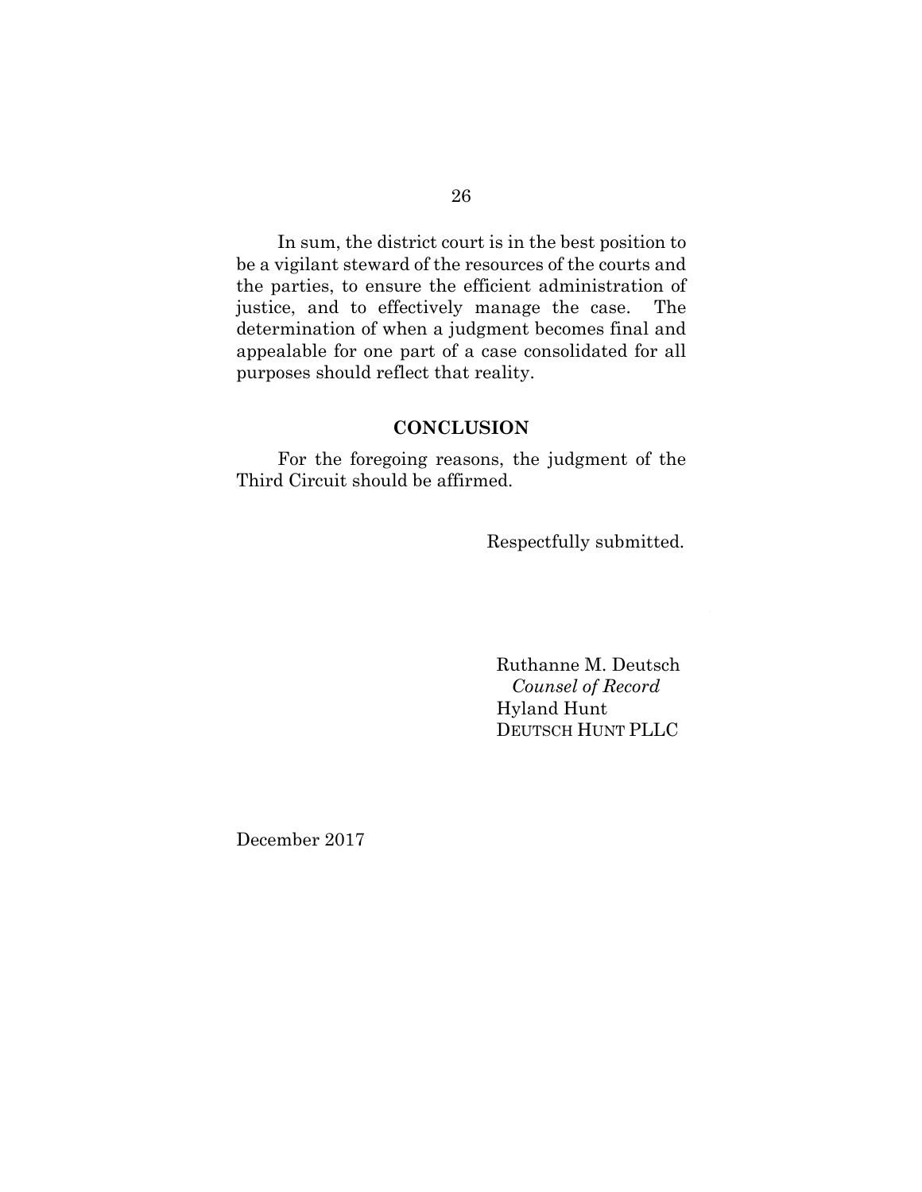In sum, the district court is in the best position to be a vigilant steward of the resources of the courts and the parties, to ensure the efficient administration of justice, and to effectively manage the case. The determination of when a judgment becomes final and appealable for one part of a case consolidated for all purposes should reflect that reality.

## CONCLUSION

For the foregoing reasons, the judgment of the Third Circuit should be affirmed.

Respectfully submitted.

Ruthanne M. Deutsch
*Counsel of Record*
Hyland Hunt
DEUTSCH HUNT PLLC

December 2017